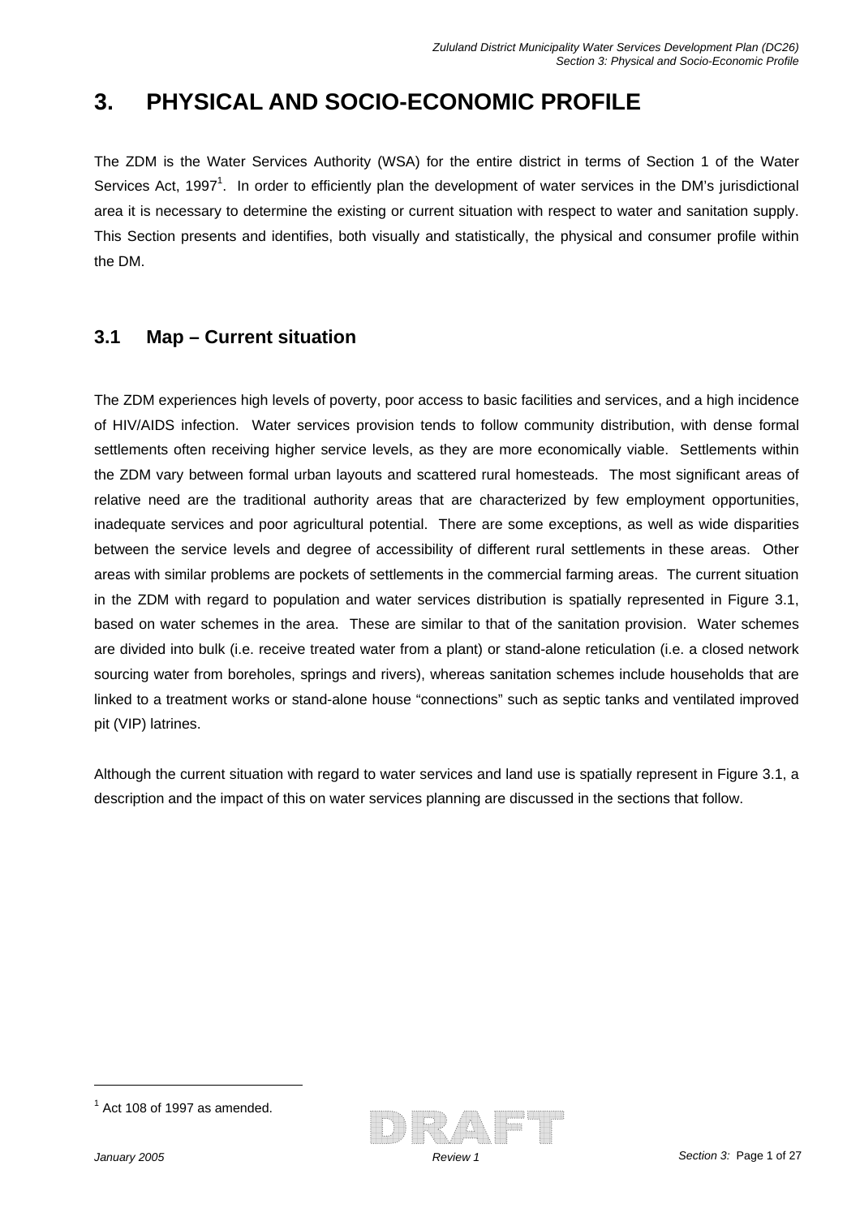# 3. PHYSICAL AND SOCIO-ECONOMIC PROFILE

The ZDM is the Water Services Authority (WSA) for the entire district in terms of Section 1 of the Water Services Act, 1997[1]. In order to efficiently plan the development of water services in the DM's jurisdictional area it is necessary to determine the existing or current situation with respect to water and sanitation supply. This Section presents and identifies, both visually and statistically, the physical and consumer profile within the DM.

## 3.1 Map – Current situation

The ZDM experiences high levels of poverty, poor access to basic facilities and services, and a high incidence of HIV/AIDS infection. Water services provision tends to follow community distribution, with dense formal settlements often receiving higher service levels, as they are more economically viable. Settlements within the ZDM vary between formal urban layouts and scattered rural homesteads. The most significant areas of relative need are the traditional authority areas that are characterized by few employment opportunities, inadequate services and poor agricultural potential. There are some exceptions, as well as wide disparities between the service levels and degree of accessibility of different rural settlements in these areas. Other areas with similar problems are pockets of settlements in the commercial farming areas. The current situation in the ZDM with regard to population and water services distribution is spatially represented in Figure 3.1, based on water schemes in the area. These are similar to that of the sanitation provision. Water schemes are divided into bulk (i.e. receive treated water from a plant) or stand-alone reticulation (i.e. a closed network sourcing water from boreholes, springs and rivers), whereas sanitation schemes include households that are linked to a treatment works or stand-alone house "connections" such as septic tanks and ventilated improved pit (VIP) latrines.

Although the current situation with regard to water services and land use is spatially represent in Figure 3.1, a description and the impact of this on water services planning are discussed in the sections that follow.

[1] Act 108 of 1997 as amended.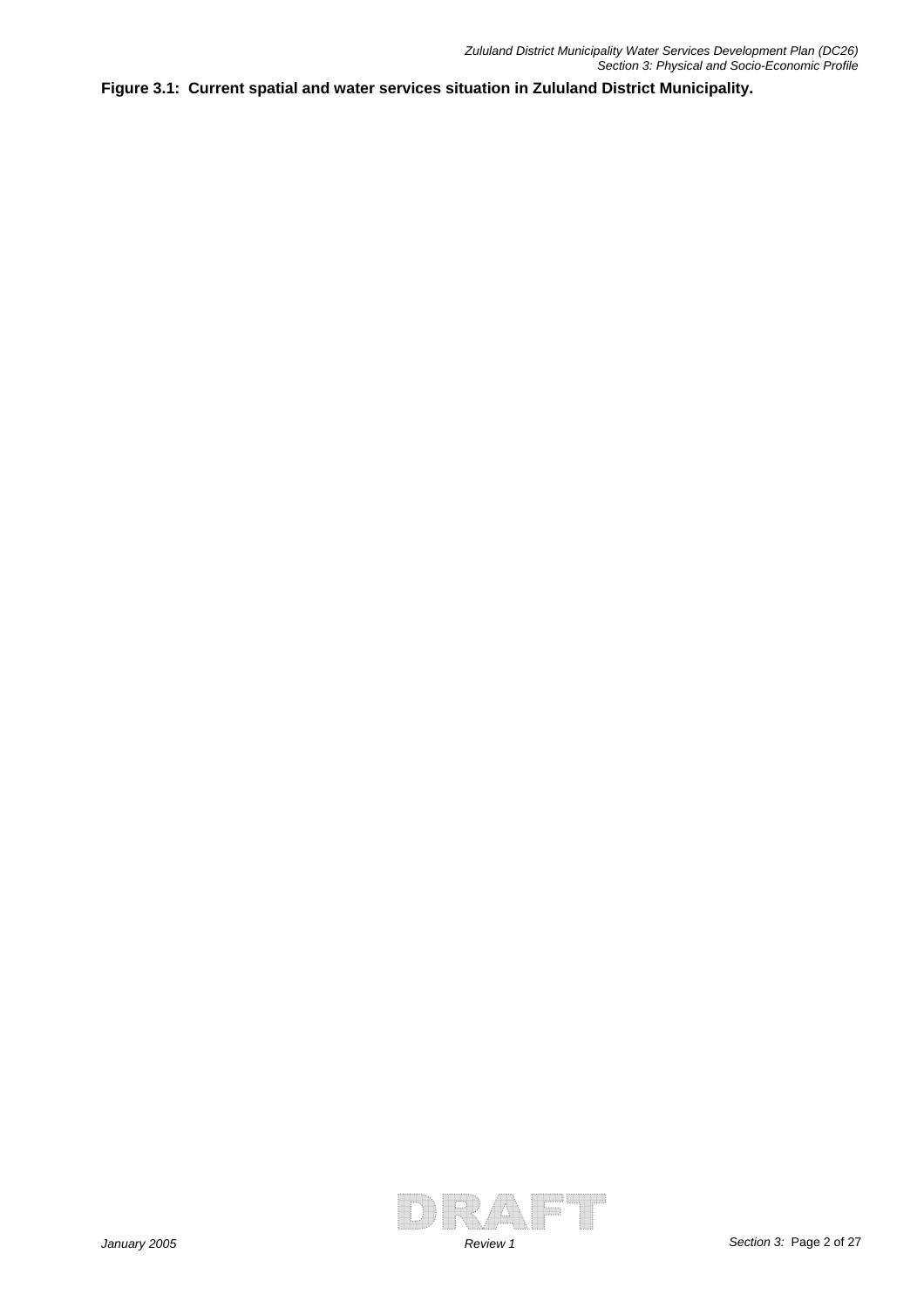**Figure 3.1: Current spatial and water services situation in Zululand District Municipality.**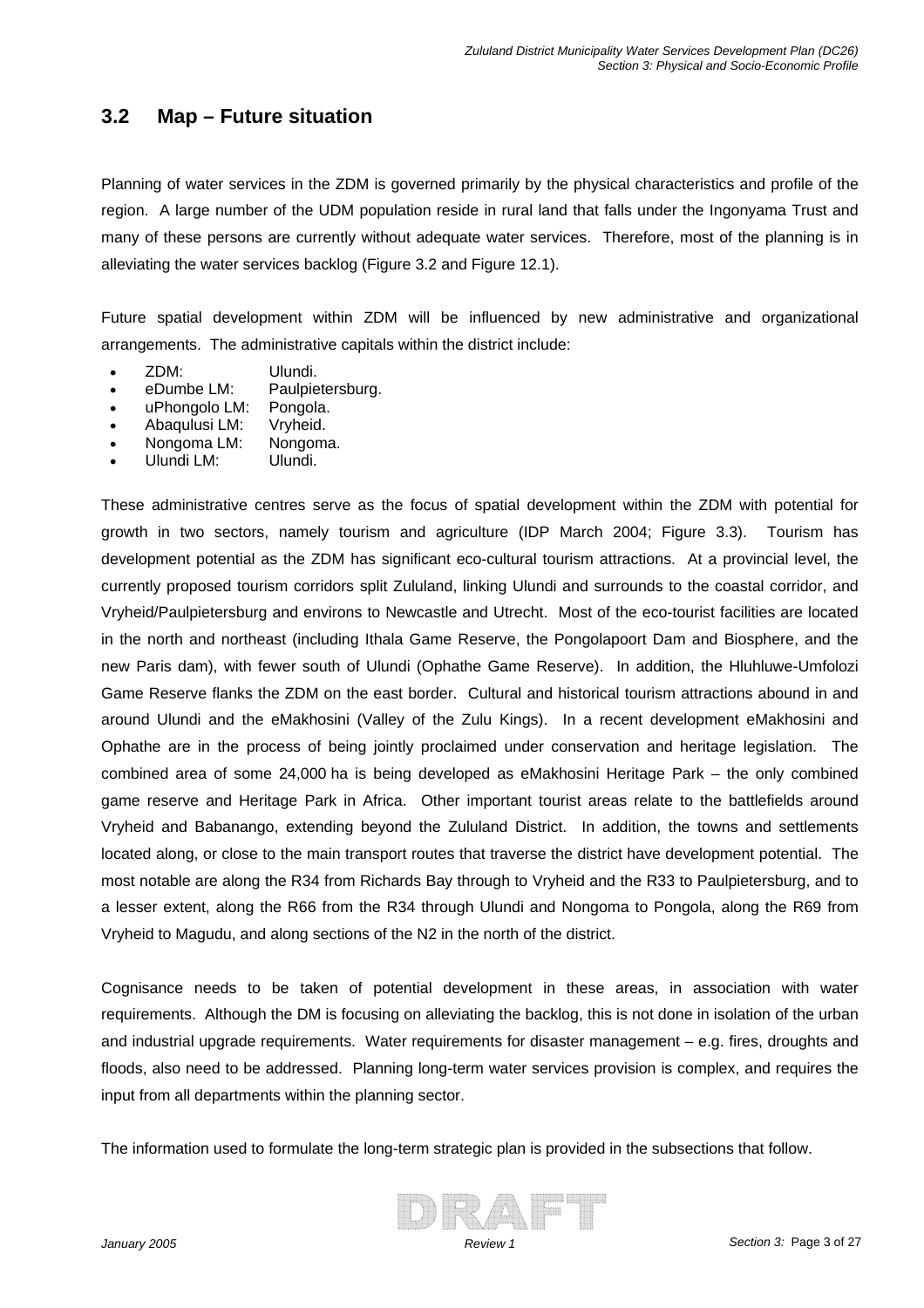## 3.2 Map – Future situation

Planning of water services in the ZDM is governed primarily by the physical characteristics and profile of the region. A large number of the UDM population reside in rural land that falls under the Ingonyama Trust and many of these persons are currently without adequate water services. Therefore, most of the planning is in alleviating the water services backlog (Figure 3.2 and Figure 12.1).

Future spatial development within ZDM will be influenced by new administrative and organizational arrangements. The administrative capitals within the district include:

- ZDM: Ulundi.
- eDumbe LM: Paulpietersburg.
- uPhongolo LM: Pongola.
- Abaqulusi LM: Vryheid.
- Nongoma LM: Nongoma.
- Ulundi LM: Ulundi.

These administrative centres serve as the focus of spatial development within the ZDM with potential for growth in two sectors, namely tourism and agriculture (IDP March 2004; Figure 3.3). Tourism has development potential as the ZDM has significant eco-cultural tourism attractions. At a provincial level, the currently proposed tourism corridors split Zululand, linking Ulundi and surrounds to the coastal corridor, and Vryheid/Paulpietersburg and environs to Newcastle and Utrecht. Most of the eco-tourist facilities are located in the north and northeast (including Ithala Game Reserve, the Pongolapoort Dam and Biosphere, and the new Paris dam), with fewer south of Ulundi (Ophathe Game Reserve). In addition, the Hluhluwe-Umfolozi Game Reserve flanks the ZDM on the east border. Cultural and historical tourism attractions abound in and around Ulundi and the eMakhosini (Valley of the Zulu Kings). In a recent development eMakhosini and Ophathe are in the process of being jointly proclaimed under conservation and heritage legislation. The combined area of some 24,000 ha is being developed as eMakhosini Heritage Park – the only combined game reserve and Heritage Park in Africa. Other important tourist areas relate to the battlefields around Vryheid and Babanango, extending beyond the Zululand District. In addition, the towns and settlements located along, or close to the main transport routes that traverse the district have development potential. The most notable are along the R34 from Richards Bay through to Vryheid and the R33 to Paulpietersburg, and to a lesser extent, along the R66 from the R34 through Ulundi and Nongoma to Pongola, along the R69 from Vryheid to Magudu, and along sections of the N2 in the north of the district.

Cognisance needs to be taken of potential development in these areas, in association with water requirements. Although the DM is focusing on alleviating the backlog, this is not done in isolation of the urban and industrial upgrade requirements. Water requirements for disaster management – e.g. fires, droughts and floods, also need to be addressed. Planning long-term water services provision is complex, and requires the input from all departments within the planning sector.

The information used to formulate the long-term strategic plan is provided in the subsections that follow.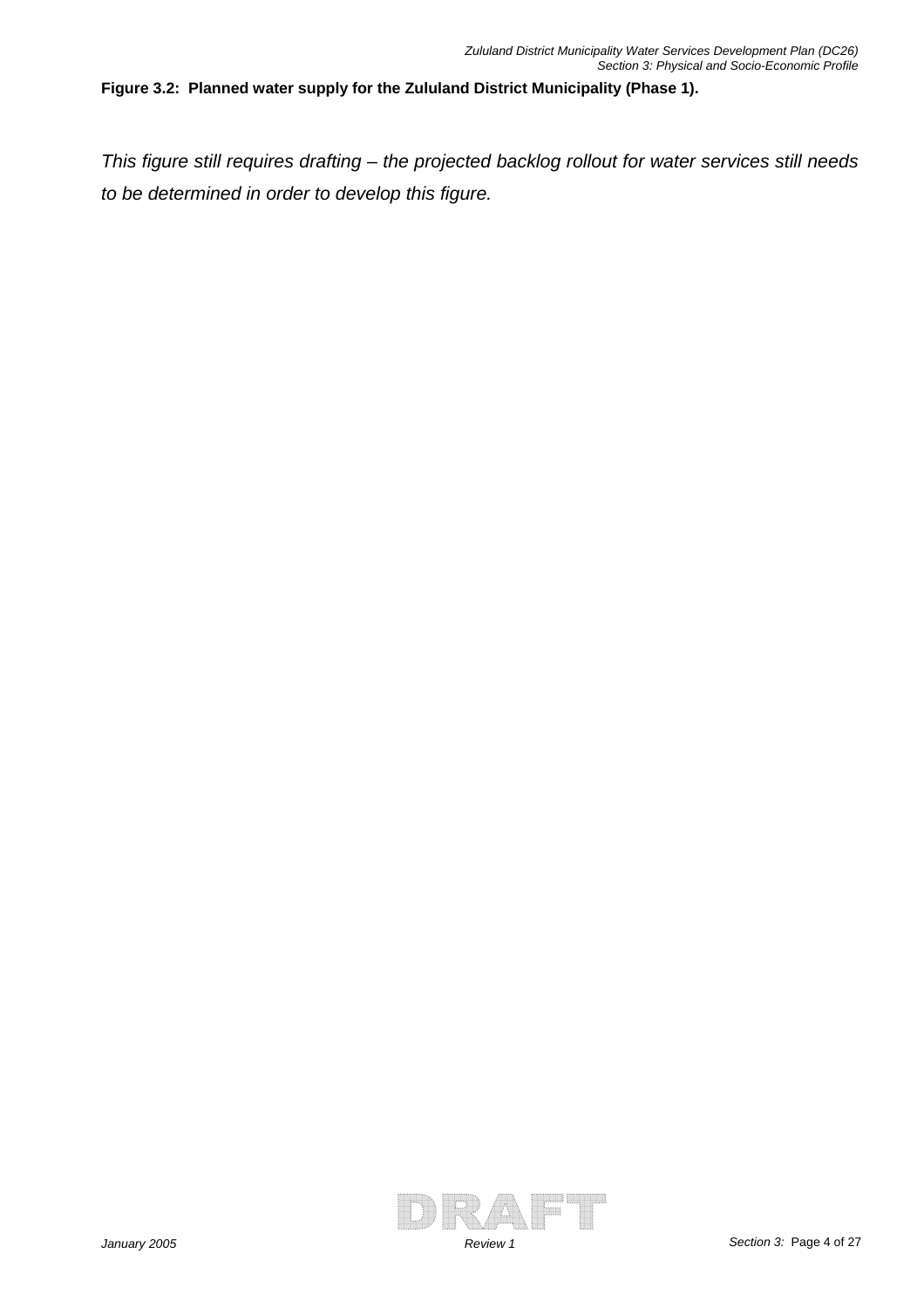**Figure 3.2: Planned water supply for the Zululand District Municipality (Phase 1).**

*This figure still requires drafting – the projected backlog rollout for water services still needs to be determined in order to develop this figure.*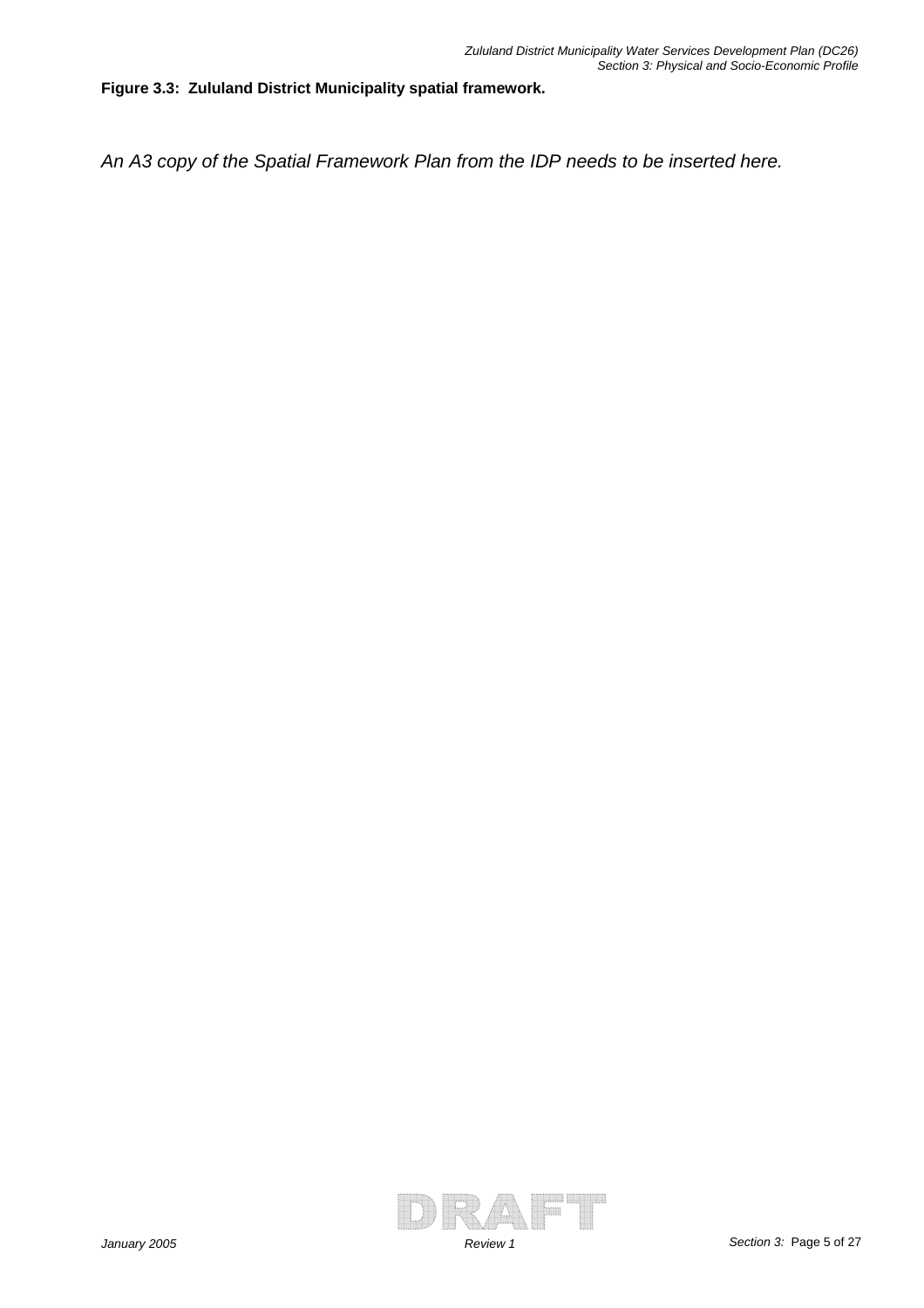**Figure 3.3: Zululand District Municipality spatial framework.**

*An A3 copy of the Spatial Framework Plan from the IDP needs to be inserted here.*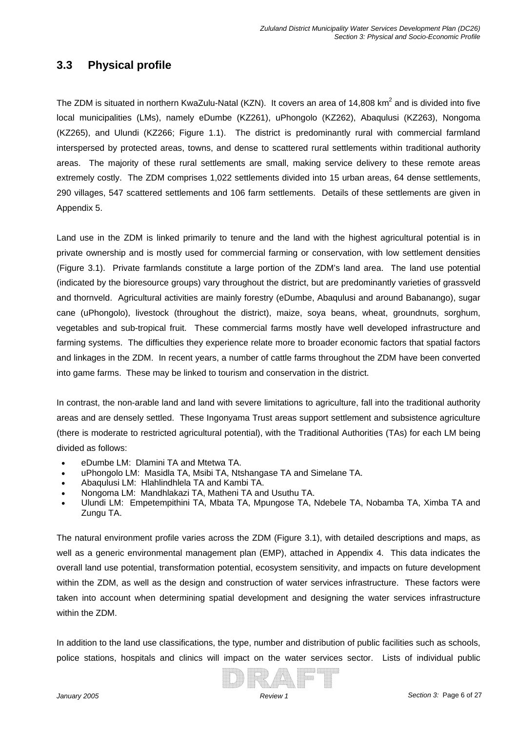## 3.3 Physical profile

The ZDM is situated in northern KwaZulu-Natal (KZN). It covers an area of 14,808 $km^2$ and is divided into five local municipalities (LMs), namely eDumbe (KZ261), uPhongolo (KZ262), Abaqulusi (KZ263), Nongoma (KZ265), and Ulundi (KZ266; Figure 1.1). The district is predominantly rural with commercial farmland interspersed by protected areas, towns, and dense to scattered rural settlements within traditional authority areas. The majority of these rural settlements are small, making service delivery to these remote areas extremely costly. The ZDM comprises 1,022 settlements divided into 15 urban areas, 64 dense settlements, 290 villages, 547 scattered settlements and 106 farm settlements. Details of these settlements are given in Appendix 5.

Land use in the ZDM is linked primarily to tenure and the land with the highest agricultural potential is in private ownership and is mostly used for commercial farming or conservation, with low settlement densities (Figure 3.1). Private farmlands constitute a large portion of the ZDM's land area. The land use potential (indicated by the bioresource groups) vary throughout the district, but are predominantly varieties of grassveld and thornveld. Agricultural activities are mainly forestry (eDumbe, Abaqulusi and around Babanango), sugar cane (uPhongolo), livestock (throughout the district), maize, soya beans, wheat, groundnuts, sorghum, vegetables and sub-tropical fruit. These commercial farms mostly have well developed infrastructure and farming systems. The difficulties they experience relate more to broader economic factors that spatial factors and linkages in the ZDM. In recent years, a number of cattle farms throughout the ZDM have been converted into game farms. These may be linked to tourism and conservation in the district.

In contrast, the non-arable land and land with severe limitations to agriculture, fall into the traditional authority areas and are densely settled. These Ingonyama Trust areas support settlement and subsistence agriculture (there is moderate to restricted agricultural potential), with the Traditional Authorities (TAs) for each LM being divided as follows:

- eDumbe LM: Dlamini TA and Mtetwa TA.
- uPhongolo LM: Masidla TA, Msibi TA, Ntshangase TA and Simelane TA.
- Abaqulusi LM: Hlahlindhlela TA and Kambi TA.
- Nongoma LM: Mandhlakazi TA, Matheni TA and Usuthu TA.
- Ulundi LM: Empetempithini TA, Mbata TA, Mpungose TA, Ndebele TA, Nobamba TA, Ximba TA and Zungu TA.

The natural environment profile varies across the ZDM (Figure 3.1), with detailed descriptions and maps, as well as a generic environmental management plan (EMP), attached in Appendix 4. This data indicates the overall land use potential, transformation potential, ecosystem sensitivity, and impacts on future development within the ZDM, as well as the design and construction of water services infrastructure. These factors were taken into account when determining spatial development and designing the water services infrastructure within the ZDM.

In addition to the land use classifications, the type, number and distribution of public facilities such as schools, police stations, hospitals and clinics will impact on the water services sector. Lists of individual public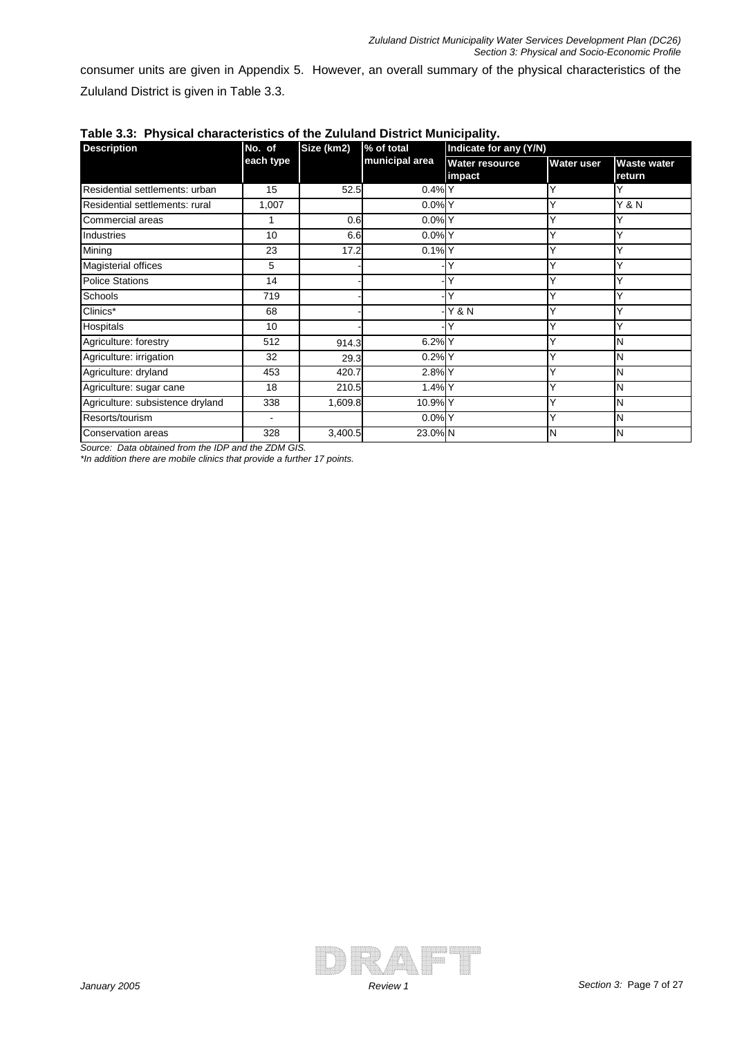consumer units are given in Appendix 5. However, an overall summary of the physical characteristics of the Zululand District is given in Table 3.3.

**Table 3.3: Physical characteristics of the Zululand District Municipality.**

| Description | No. of each type | Size (km2) | % of total municipal area | Indicate for any (Y/N) | | |
|---|---|---|---|---|---|---|
| | | | | Water resource impact | Water user | Waste water return |
| Residential settlements: urban | 15 | 52.5 | 0.4% | Y | Y | Y |
| Residential settlements: rural | 1,007 | | 0.0% | Y | Y | Y & N |
| Commercial areas | 1 | 0.6 | 0.0% | Y | Y | Y |
| Industries | 10 | 6.6 | 0.0% | Y | Y | Y |
| Mining | 23 | 17.2 | 0.1% | Y | Y | Y |
| Magisterial offices | 5 | - | - | Y | Y | Y |
| Police Stations | 14 | - | - | Y | Y | Y |
| Schools | 719 | - | - | Y | Y | Y |
| Clinics* | 68 | - | - | Y & N | Y | Y |
| Hospitals | 10 | - | - | Y | Y | Y |
| Agriculture: forestry | 512 | 914.3 | 6.2% | Y | Y | N |
| Agriculture: irrigation | 32 | 29.3 | 0.2% | Y | Y | N |
| Agriculture: dryland | 453 | 420.7 | 2.8% | Y | Y | N |
| Agriculture: sugar cane | 18 | 210.5 | 1.4% | Y | Y | N |
| Agriculture: subsistence dryland | 338 | 1,609.8 | 10.9% | Y | Y | N |
| Resorts/tourism | - | | 0.0% | Y | Y | N |
| Conservation areas | 328 | 3,400.5 | 23.0% | N | N | N |

*Source: Data obtained from the IDP and the ZDM GIS.*

*In addition there are mobile clinics that provide a further 17 points.*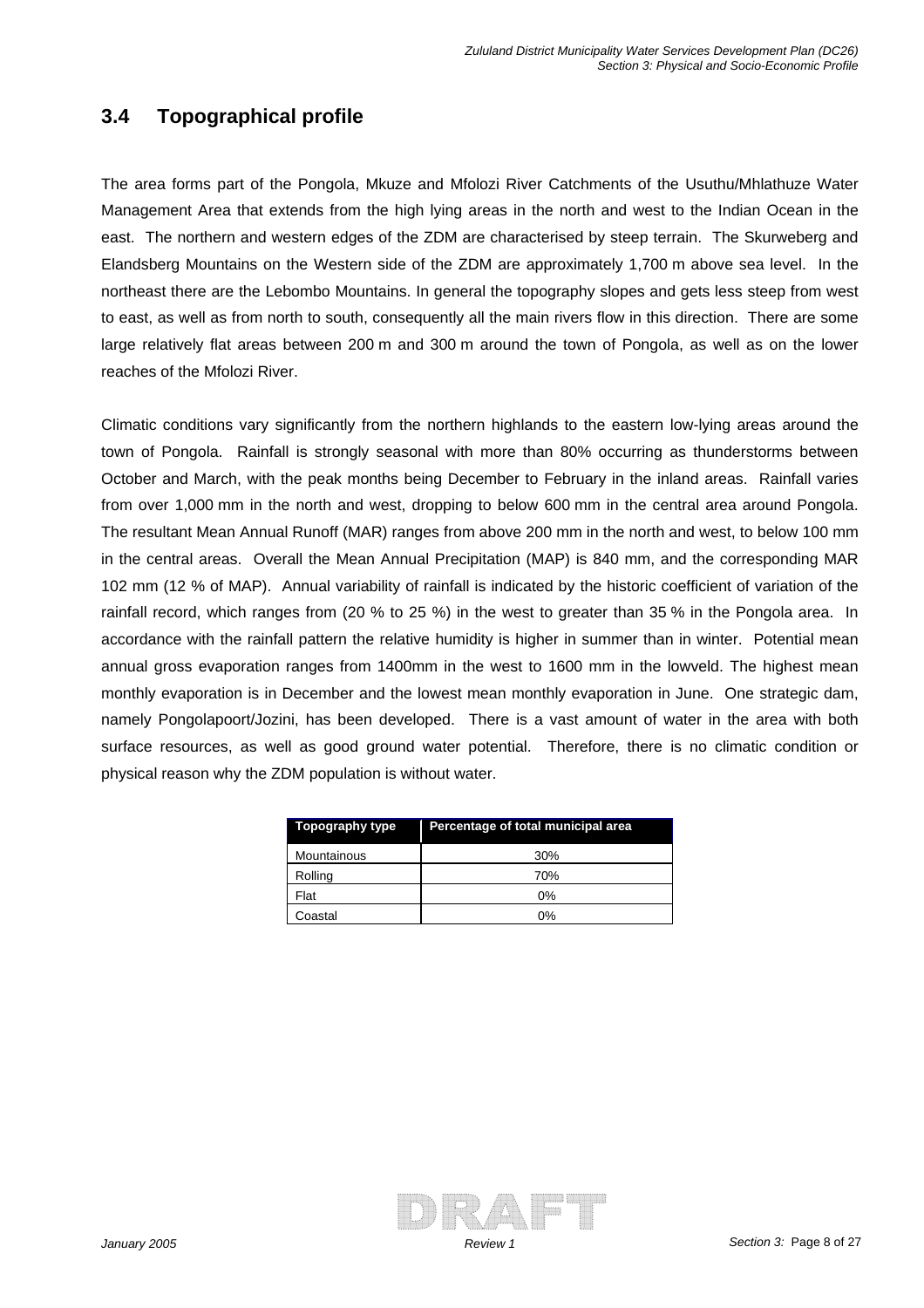## 3.4 Topographical profile

The area forms part of the Pongola, Mkuze and Mfolozi River Catchments of the Usuthu/Mhlathuze Water Management Area that extends from the high lying areas in the north and west to the Indian Ocean in the east. The northern and western edges of the ZDM are characterised by steep terrain. The Skurweberg and Elandsberg Mountains on the Western side of the ZDM are approximately 1,700 m above sea level. In the northeast there are the Lebombo Mountains. In general the topography slopes and gets less steep from west to east, as well as from north to south, consequently all the main rivers flow in this direction. There are some large relatively flat areas between 200 m and 300 m around the town of Pongola, as well as on the lower reaches of the Mfolozi River.

Climatic conditions vary significantly from the northern highlands to the eastern low-lying areas around the town of Pongola. Rainfall is strongly seasonal with more than 80% occurring as thunderstorms between October and March, with the peak months being December to February in the inland areas. Rainfall varies from over 1,000 mm in the north and west, dropping to below 600 mm in the central area around Pongola. The resultant Mean Annual Runoff (MAR) ranges from above 200 mm in the north and west, to below 100 mm in the central areas. Overall the Mean Annual Precipitation (MAP) is 840 mm, and the corresponding MAR 102 mm (12 % of MAP). Annual variability of rainfall is indicated by the historic coefficient of variation of the rainfall record, which ranges from (20 % to 25 %) in the west to greater than 35 % in the Pongola area. In accordance with the rainfall pattern the relative humidity is higher in summer than in winter. Potential mean annual gross evaporation ranges from 1400mm in the west to 1600 mm in the lowveld. The highest mean monthly evaporation is in December and the lowest mean monthly evaporation in June. One strategic dam, namely Pongolapoort/Jozini, has been developed. There is a vast amount of water in the area with both surface resources, as well as good ground water potential. Therefore, there is no climatic condition or physical reason why the ZDM population is without water.

| Topography type | Percentage of total municipal area |
|---|---|
| Mountainous | 30% |
| Rolling | 70% |
| Flat | 0% |
| Coastal | 0% |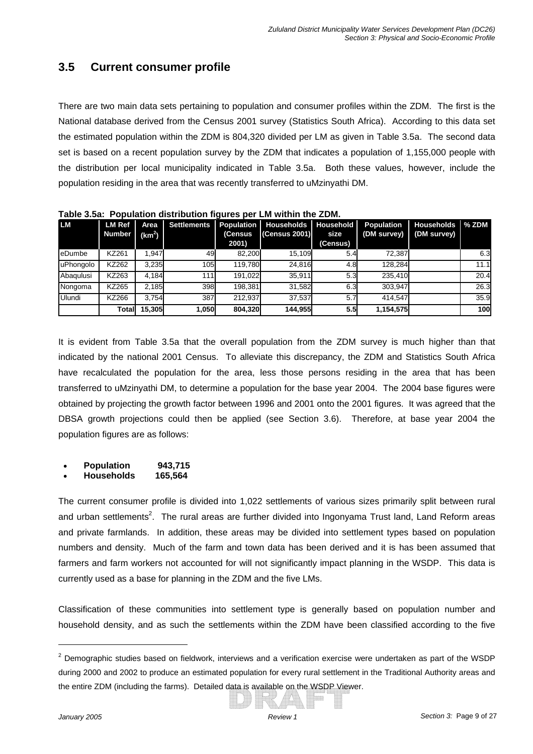## 3.5 Current consumer profile

There are two main data sets pertaining to population and consumer profiles within the ZDM. The first is the National database derived from the Census 2001 survey (Statistics South Africa). According to this data set the estimated population within the ZDM is 804,320 divided per LM as given in Table 3.5a. The second data set is based on a recent population survey by the ZDM that indicates a population of 1,155,000 people with the distribution per local municipality indicated in Table 3.5a. Both these values, however, include the population residing in the area that was recently transferred to uMzinyathi DM.

**Table 3.5a: Population distribution figures per LM within the ZDM.**

| LM | LM Ref Number | Area ($km^2$) | Settlements | Population (Census 2001) | Households (Census 2001) | Household size (Census) | Population (DM survey) | Households (DM survey) | % ZDM |
|---|---|---|---|---|---|---|---|---|---|
| eDumbe | KZ261 | 1,947 | 49 | 82,200 | 15,109 | 5.4 | 72,387 | | 6.3 |
| uPhongolo | KZ262 | 3,235 | 105 | 119,780 | 24,816 | 4.8 | 128,284 | | 11.1 |
| Abaqulusi | KZ263 | 4,184 | 111 | 191,022 | 35,911 | 5.3 | 235,410 | | 20.4 |
| Nongoma | KZ265 | 2,185 | 398 | 198,381 | 31,582 | 6.3 | 303,947 | | 26.3 |
| Ulundi | KZ266 | 3,754 | 387 | 212,937 | 37,537 | 5.7 | 414,547 | | 35.9 |
| | **Total** | **15,305** | **1,050** | **804,320** | **144,955** | **5.5** | **1,154,575** | | **100** |

It is evident from Table 3.5a that the overall population from the ZDM survey is much higher than that indicated by the national 2001 Census. To alleviate this discrepancy, the ZDM and Statistics South Africa have recalculated the population for the area, less those persons residing in the area that has been transferred to uMzinyathi DM, to determine a population for the base year 2004. The 2004 base figures were obtained by projecting the growth factor between 1996 and 2001 onto the 2001 figures. It was agreed that the DBSA growth projections could then be applied (see Section 3.6). Therefore, at base year 2004 the population figures are as follows:

- **Population 943,715**
- **Households 165,564**

The current consumer profile is divided into 1,022 settlements of various sizes primarily split between rural and urban settlements[2]. The rural areas are further divided into Ingonyama Trust land, Land Reform areas and private farmlands. In addition, these areas may be divided into settlement types based on population numbers and density. Much of the farm and town data has been derived and it is has been assumed that farmers and farm workers not accounted for will not significantly impact planning in the WSDP. This data is currently used as a base for planning in the ZDM and the five LMs.

Classification of these communities into settlement type is generally based on population number and household density, and as such the settlements within the ZDM have been classified according to the five

[2] Demographic studies based on fieldwork, interviews and a verification exercise were undertaken as part of the WSDP during 2000 and 2002 to produce an estimated population for every rural settlement in the Traditional Authority areas and the entire ZDM (including the farms). Detailed data is available on the WSDP Viewer.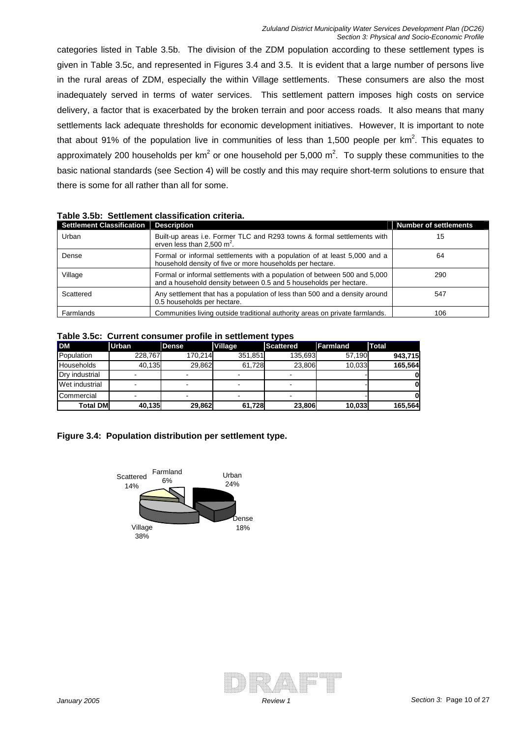categories listed in Table 3.5b. The division of the ZDM population according to these settlement types is given in Table 3.5c, and represented in Figures 3.4 and 3.5. It is evident that a large number of persons live in the rural areas of ZDM, especially the within Village settlements. These consumers are also the most inadequately served in terms of water services. This settlement pattern imposes high costs on service delivery, a factor that is exacerbated by the broken terrain and poor access roads. It also means that many settlements lack adequate thresholds for economic development initiatives. However, It is important to note that about 91% of the population live in communities of less than 1,500 people per km$^2$. This equates to approximately 200 households per km$^2$ or one household per 5,000 m$^2$. To supply these communities to the basic national standards (see Section 4) will be costly and this may require short-term solutions to ensure that there is some for all rather than all for some.

**Table 3.5b: Settlement classification criteria.**

| Settlement Classification | Description | Number of settlements |
|---|---|---|
| Urban | Built-up areas i.e. Former TLC and R293 towns & formal settlements with erven less than 2,500 m$^2$. | 15 |
| Dense | Formal or informal settlements with a population of at least 5,000 and a household density of five or more households per hectare. | 64 |
| Village | Formal or informal settlements with a population of between 500 and 5,000 and a household density between 0.5 and 5 households per hectare. | 290 |
| Scattered | Any settlement that has a population of less than 500 and a density around 0.5 households per hectare. | 547 |
| Farmlands | Communities living outside traditional authority areas on private farmlands. | 106 |

**Table 3.5c: Current consumer profile in settlement types**

| DM | Urban | Dense | Village | Scattered | Farmland | Total |
|---|---|---|---|---|---|---|
| Population | 228,767 | 170,214 | 351,851 | 135,693 | 57,190 | **943,715** |
| Households | 40,135 | 29,862 | 61,728 | 23,806 | 10,033 | **165,564** |
| Dry industrial | - | - | - | - | - | **0** |
| Wet industrial | - | - | - | - | - | **0** |
| Commercial | - | - | - | - | - | **0** |
| **Total DM** | **40,135** | **29,862** | **61,728** | **23,806** | **10,033** | **165,564** |

**Figure 3.4: Population distribution per settlement type.**

Scattered 14%, Farmland 6%, Urban 24%, Dense 18%, Village 38%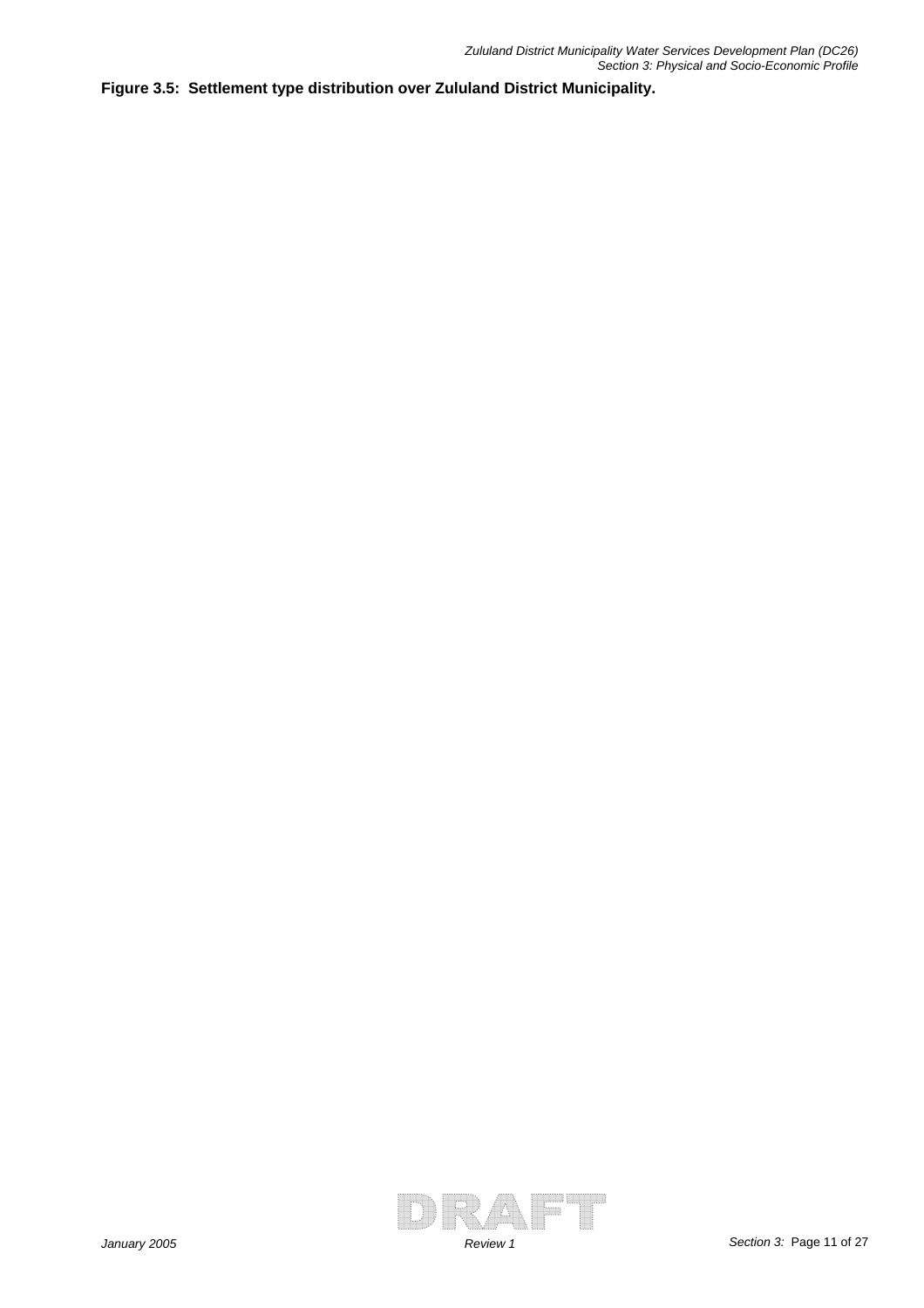**Figure 3.5: Settlement type distribution over Zululand District Municipality.**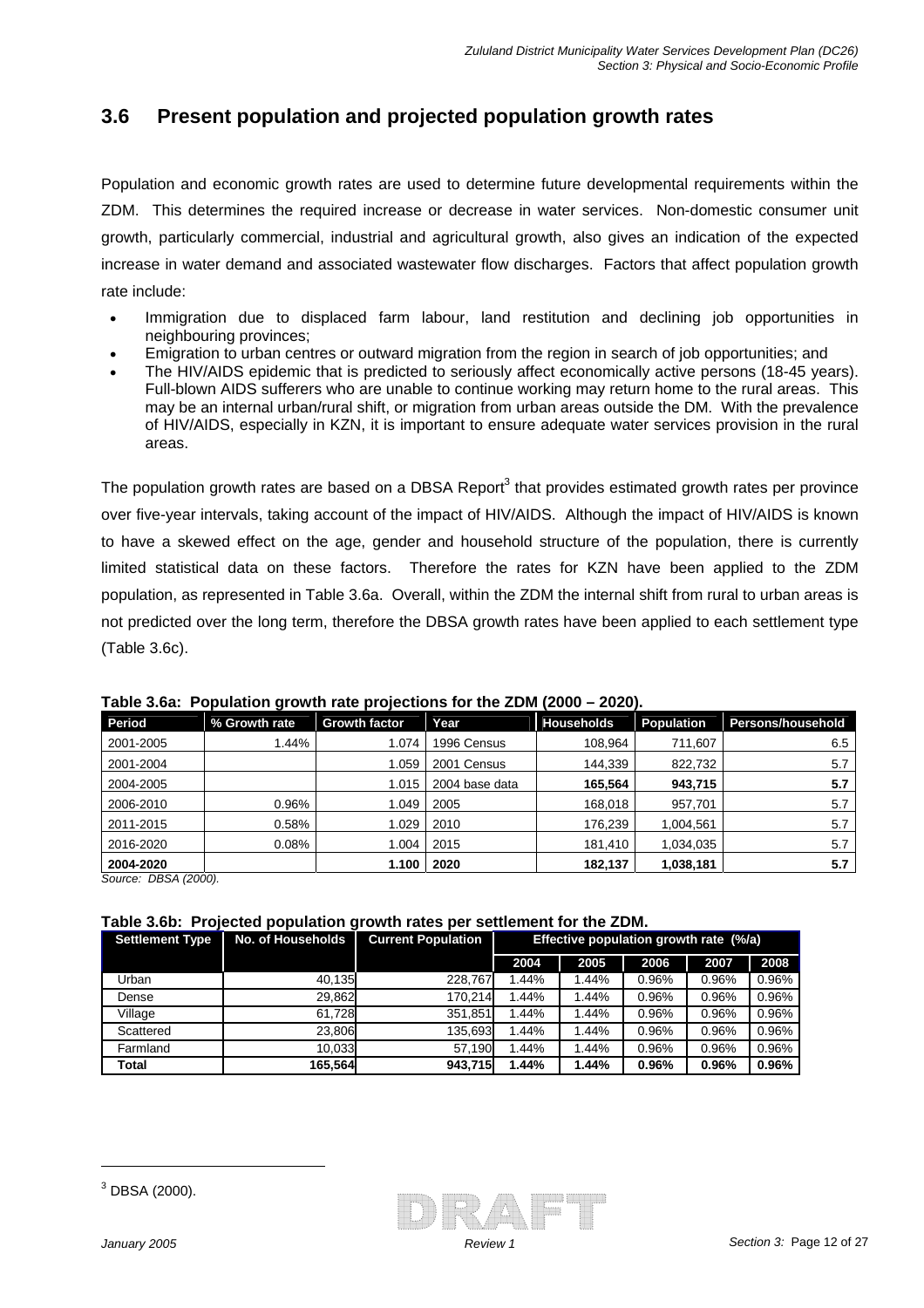## 3.6 Present population and projected population growth rates

Population and economic growth rates are used to determine future developmental requirements within the ZDM. This determines the required increase or decrease in water services. Non-domestic consumer unit growth, particularly commercial, industrial and agricultural growth, also gives an indication of the expected increase in water demand and associated wastewater flow discharges. Factors that affect population growth rate include:

- Immigration due to displaced farm labour, land restitution and declining job opportunities in neighbouring provinces;
- Emigration to urban centres or outward migration from the region in search of job opportunities; and
- The HIV/AIDS epidemic that is predicted to seriously affect economically active persons (18-45 years). Full-blown AIDS sufferers who are unable to continue working may return home to the rural areas. This may be an internal urban/rural shift, or migration from urban areas outside the DM. With the prevalence of HIV/AIDS, especially in KZN, it is important to ensure adequate water services provision in the rural areas.

The population growth rates are based on a DBSA Report[3] that provides estimated growth rates per province over five-year intervals, taking account of the impact of HIV/AIDS. Although the impact of HIV/AIDS is known to have a skewed effect on the age, gender and household structure of the population, there is currently limited statistical data on these factors. Therefore the rates for KZN have been applied to the ZDM population, as represented in Table 3.6a. Overall, within the ZDM the internal shift from rural to urban areas is not predicted over the long term, therefore the DBSA growth rates have been applied to each settlement type (Table 3.6c).

**Table 3.6a: Population growth rate projections for the ZDM (2000 – 2020).**

| Period | % Growth rate | Growth factor | Year | Households | Population | Persons/household |
|---|---|---|---|---|---|---|
| 2001-2005 | 1.44% | 1.074 | 1996 Census | 108,964 | 711,607 | 6.5 |
| 2001-2004 | | 1.059 | 2001 Census | 144,339 | 822,732 | 5.7 |
| 2004-2005 | | 1.015 | 2004 base data | **165,564** | **943,715** | **5.7** |
| 2006-2010 | 0.96% | 1.049 | 2005 | 168,018 | 957,701 | 5.7 |
| 2011-2015 | 0.58% | 1.029 | 2010 | 176,239 | 1,004,561 | 5.7 |
| 2016-2020 | 0.08% | 1.004 | 2015 | 181,410 | 1,034,035 | 5.7 |
| **2004-2020** | | **1.100** | **2020** | **182,137** | **1,038,181** | **5.7** |

*Source: DBSA (2000).*

**Table 3.6b: Projected population growth rates per settlement for the ZDM.**

| Settlement Type | No. of Households | Current Population | Effective population growth rate (%/a) | | | | |
|---|---|---|---|---|---|---|---|
| | | | 2004 | 2005 | 2006 | 2007 | 2008 |
| Urban | 40,135 | 228,767 | 1.44% | 1.44% | 0.96% | 0.96% | 0.96% |
| Dense | 29,862 | 170,214 | 1.44% | 1.44% | 0.96% | 0.96% | 0.96% |
| Village | 61,728 | 351,851 | 1.44% | 1.44% | 0.96% | 0.96% | 0.96% |
| Scattered | 23,806 | 135,693 | 1.44% | 1.44% | 0.96% | 0.96% | 0.96% |
| Farmland | 10,033 | 57,190 | 1.44% | 1.44% | 0.96% | 0.96% | 0.96% |
| **Total** | **165,564** | **943,715** | **1.44%** | **1.44%** | **0.96%** | **0.96%** | **0.96%** |

[3] DBSA (2000).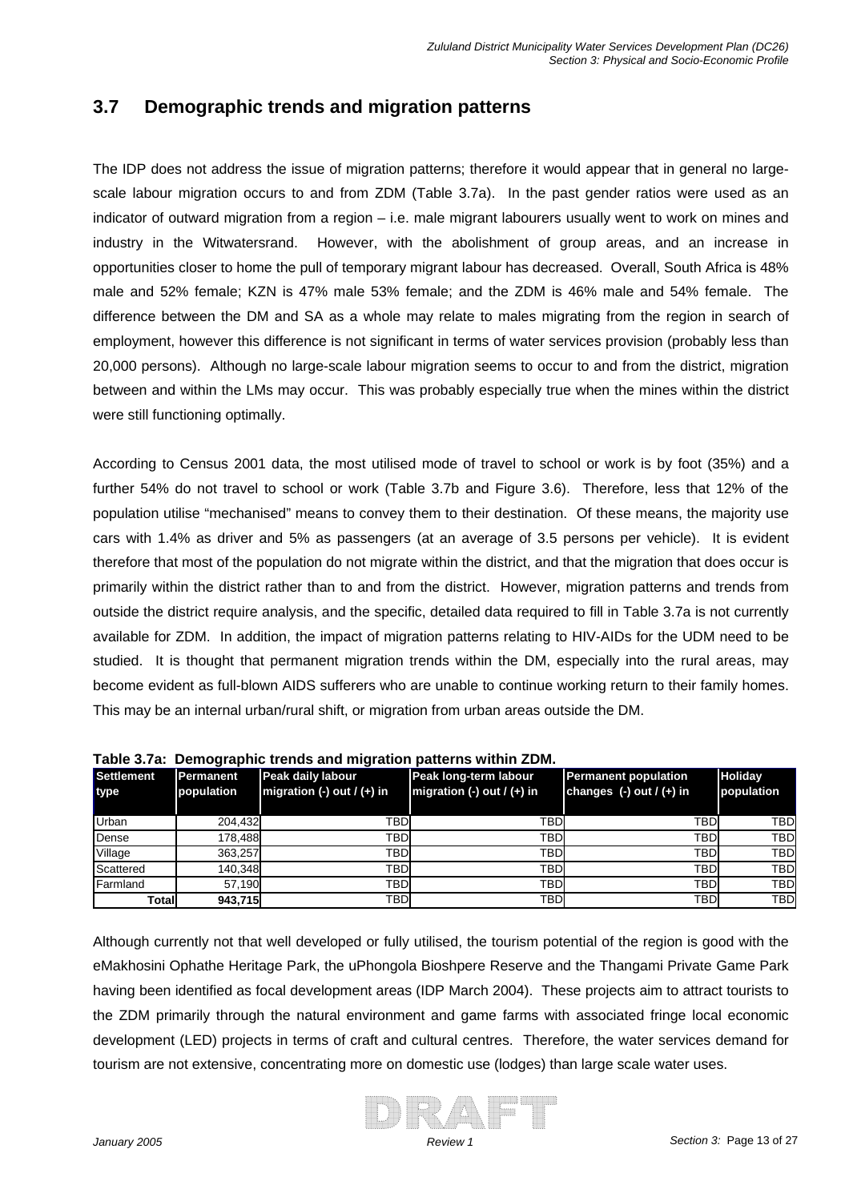## 3.7 Demographic trends and migration patterns

The IDP does not address the issue of migration patterns; therefore it would appear that in general no large-scale labour migration occurs to and from ZDM (Table 3.7a). In the past gender ratios were used as an indicator of outward migration from a region – i.e. male migrant labourers usually went to work on mines and industry in the Witwatersrand. However, with the abolishment of group areas, and an increase in opportunities closer to home the pull of temporary migrant labour has decreased. Overall, South Africa is 48% male and 52% female; KZN is 47% male 53% female; and the ZDM is 46% male and 54% female. The difference between the DM and SA as a whole may relate to males migrating from the region in search of employment, however this difference is not significant in terms of water services provision (probably less than 20,000 persons). Although no large-scale labour migration seems to occur to and from the district, migration between and within the LMs may occur. This was probably especially true when the mines within the district were still functioning optimally.

According to Census 2001 data, the most utilised mode of travel to school or work is by foot (35%) and a further 54% do not travel to school or work (Table 3.7b and Figure 3.6). Therefore, less that 12% of the population utilise "mechanised" means to convey them to their destination. Of these means, the majority use cars with 1.4% as driver and 5% as passengers (at an average of 3.5 persons per vehicle). It is evident therefore that most of the population do not migrate within the district, and that the migration that does occur is primarily within the district rather than to and from the district. However, migration patterns and trends from outside the district require analysis, and the specific, detailed data required to fill in Table 3.7a is not currently available for ZDM. In addition, the impact of migration patterns relating to HIV-AIDs for the UDM need to be studied. It is thought that permanent migration trends within the DM, especially into the rural areas, may become evident as full-blown AIDS sufferers who are unable to continue working return to their family homes. This may be an internal urban/rural shift, or migration from urban areas outside the DM.

**Table 3.7a: Demographic trends and migration patterns within ZDM.**

| Settlement type | Permanent population | Peak daily labour migration (-) out / (+) in | Peak long-term labour migration (-) out / (+) in | Permanent population changes (-) out / (+) in | Holiday population |
|---|---|---|---|---|---|
| Urban | 204,432 | TBD | TBD | TBD | TBD |
| Dense | 178,488 | TBD | TBD | TBD | TBD |
| Village | 363,257 | TBD | TBD | TBD | TBD |
| Scattered | 140,348 | TBD | TBD | TBD | TBD |
| Farmland | 57,190 | TBD | TBD | TBD | TBD |
| **Total** | **943,715** | TBD | TBD | TBD | TBD |

Although currently not that well developed or fully utilised, the tourism potential of the region is good with the eMakhosini Ophathe Heritage Park, the uPhongola Bioshpere Reserve and the Thangami Private Game Park having been identified as focal development areas (IDP March 2004). These projects aim to attract tourists to the ZDM primarily through the natural environment and game farms with associated fringe local economic development (LED) projects in terms of craft and cultural centres. Therefore, the water services demand for tourism are not extensive, concentrating more on domestic use (lodges) than large scale water uses.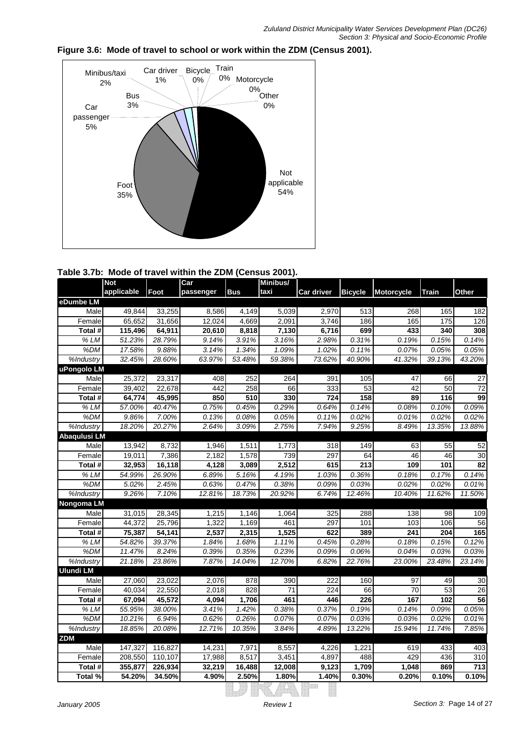**Figure 3.6: Mode of travel to school or work within the ZDM (Census 2001).**

| Mode | % |
|---|---|
| Not applicable | 54% |
| Foot | 35% |
| Car passenger | 5% |
| Bus | 3% |
| Minibus/taxi | 2% |
| Car driver | 1% |
| Bicycle | 0% |
| Train | 0% |
| Motorcycle | 0% |
| Other | 0% |

**Table 3.7b: Mode of travel within the ZDM (Census 2001).**

| | Not applicable | Foot | Car passenger | Bus | Minibus/ taxi | Car driver | Bicycle | Motorcycle | Train | Other |
|---|---|---|---|---|---|---|---|---|---|---|
| **eDumbe LM** | | | | | | | | | | |
| Male | 49,844 | 33,255 | 8,586 | 4,149 | 5,039 | 2,970 | 513 | 268 | 165 | 182 |
| Female | 65,652 | 31,656 | 12,024 | 4,669 | 2,091 | 3,746 | 186 | 165 | 175 | 126 |
| **Total #** | **115,496** | **64,911** | **20,610** | **8,818** | **7,130** | **6,716** | **699** | **433** | **340** | **308** |
| *% LM* | *51.23%* | *28.79%* | *9.14%* | *3.91%* | *3.16%* | *2.98%* | *0.31%* | *0.19%* | *0.15%* | *0.14%* |
| *%DM* | *17.58%* | *9.88%* | *3.14%* | *1.34%* | *1.09%* | *1.02%* | *0.11%* | *0.07%* | *0.05%* | *0.05%* |
| *%Industry* | *32.45%* | *28.60%* | *63.97%* | *53.48%* | *59.38%* | *73.62%* | *40.90%* | *41.32%* | *39.13%* | *43.20%* |
| **uPongolo LM** | | | | | | | | | | |
| Male | 25,372 | 23,317 | 408 | 252 | 264 | 391 | 105 | 47 | 66 | 27 |
| Female | 39,402 | 22,678 | 442 | 258 | 66 | 333 | 53 | 42 | 50 | 72 |
| **Total #** | **64,774** | **45,995** | **850** | **510** | **330** | **724** | **158** | **89** | **116** | **99** |
| *% LM* | *57.00%* | *40.47%* | *0.75%* | *0.45%* | *0.29%* | *0.64%* | *0.14%* | *0.08%* | *0.10%* | *0.09%* |
| *%DM* | *9.86%* | *7.00%* | *0.13%* | *0.08%* | *0.05%* | *0.11%* | *0.02%* | *0.01%* | *0.02%* | *0.02%* |
| *%Industry* | *18.20%* | *20.27%* | *2.64%* | *3.09%* | *2.75%* | *7.94%* | *9.25%* | *8.49%* | *13.35%* | *13.88%* |
| **Abaqulusi LM** | | | | | | | | | | |
| Male | 13,942 | 8,732 | 1,946 | 1,511 | 1,773 | 318 | 149 | 63 | 55 | 52 |
| Female | 19,011 | 7,386 | 2,182 | 1,578 | 739 | 297 | 64 | 46 | 46 | 30 |
| **Total #** | **32,953** | **16,118** | **4,128** | **3,089** | **2,512** | **615** | **213** | **109** | **101** | **82** |
| *% LM* | *54.99%* | *26.90%* | *6.89%* | *5.16%* | *4.19%* | *1.03%* | *0.36%* | *0.18%* | *0.17%* | *0.14%* |
| *%DM* | *5.02%* | *2.45%* | *0.63%* | *0.47%* | *0.38%* | *0.09%* | *0.03%* | *0.02%* | *0.02%* | *0.01%* |
| *%Industry* | *9.26%* | *7.10%* | *12.81%* | *18.73%* | *20.92%* | *6.74%* | *12.46%* | *10.40%* | *11.62%* | *11.50%* |
| **Nongoma LM** | | | | | | | | | | |
| Male | 31,015 | 28,345 | 1,215 | 1,146 | 1,064 | 325 | 288 | 138 | 98 | 109 |
| Female | 44,372 | 25,796 | 1,322 | 1,169 | 461 | 297 | 101 | 103 | 106 | 56 |
| **Total #** | **75,387** | **54,141** | **2,537** | **2,315** | **1,525** | **622** | **389** | **241** | **204** | **165** |
| *% LM* | *54.82%* | *39.37%* | *1.84%* | *1.68%* | *1.11%* | *0.45%* | *0.28%* | *0.18%* | *0.15%* | *0.12%* |
| *%DM* | *11.47%* | *8.24%* | *0.39%* | *0.35%* | *0.23%* | *0.09%* | *0.06%* | *0.04%* | *0.03%* | *0.03%* |
| *%Industry* | *21.18%* | *23.86%* | *7.87%* | *14.04%* | *12.70%* | *6.82%* | *22.76%* | *23.00%* | *23.48%* | *23.14%* |
| **Ulundi LM** | | | | | | | | | | |
| Male | 27,060 | 23,022 | 2,076 | 878 | 390 | 222 | 160 | 97 | 49 | 30 |
| Female | 40,034 | 22,550 | 2,018 | 828 | 71 | 224 | 66 | 70 | 53 | 26 |
| **Total #** | **67,094** | **45,572** | **4,094** | **1,706** | **461** | **446** | **226** | **167** | **102** | **56** |
| *% LM* | *55.95%* | *38.00%* | *3.41%* | *1.42%* | *0.38%* | *0.37%* | *0.19%* | *0.14%* | *0.09%* | *0.05%* |
| *%DM* | *10.21%* | *6.94%* | *0.62%* | *0.26%* | *0.07%* | *0.07%* | *0.03%* | *0.03%* | *0.02%* | *0.01%* |
| *%Industry* | *18.85%* | *20.08%* | *12.71%* | *10.35%* | *3.84%* | *4.89%* | *13.22%* | *15.94%* | *11.74%* | *7.85%* |
| **ZDM** | | | | | | | | | | |
| Male | 147,327 | 116,827 | 14,231 | 7,971 | 8,557 | 4,226 | 1,221 | 619 | 433 | 403 |
| Female | 208,550 | 110,107 | 17,988 | 8,517 | 3,451 | 4,897 | 488 | 429 | 436 | 310 |
| **Total #** | **355,877** | **226,934** | **32,219** | **16,488** | **12,008** | **9,123** | **1,709** | **1,048** | **869** | **713** |
| **Total %** | **54.20%** | **34.50%** | **4.90%** | **2.50%** | **1.80%** | **1.40%** | **0.30%** | **0.20%** | **0.10%** | **0.10%** |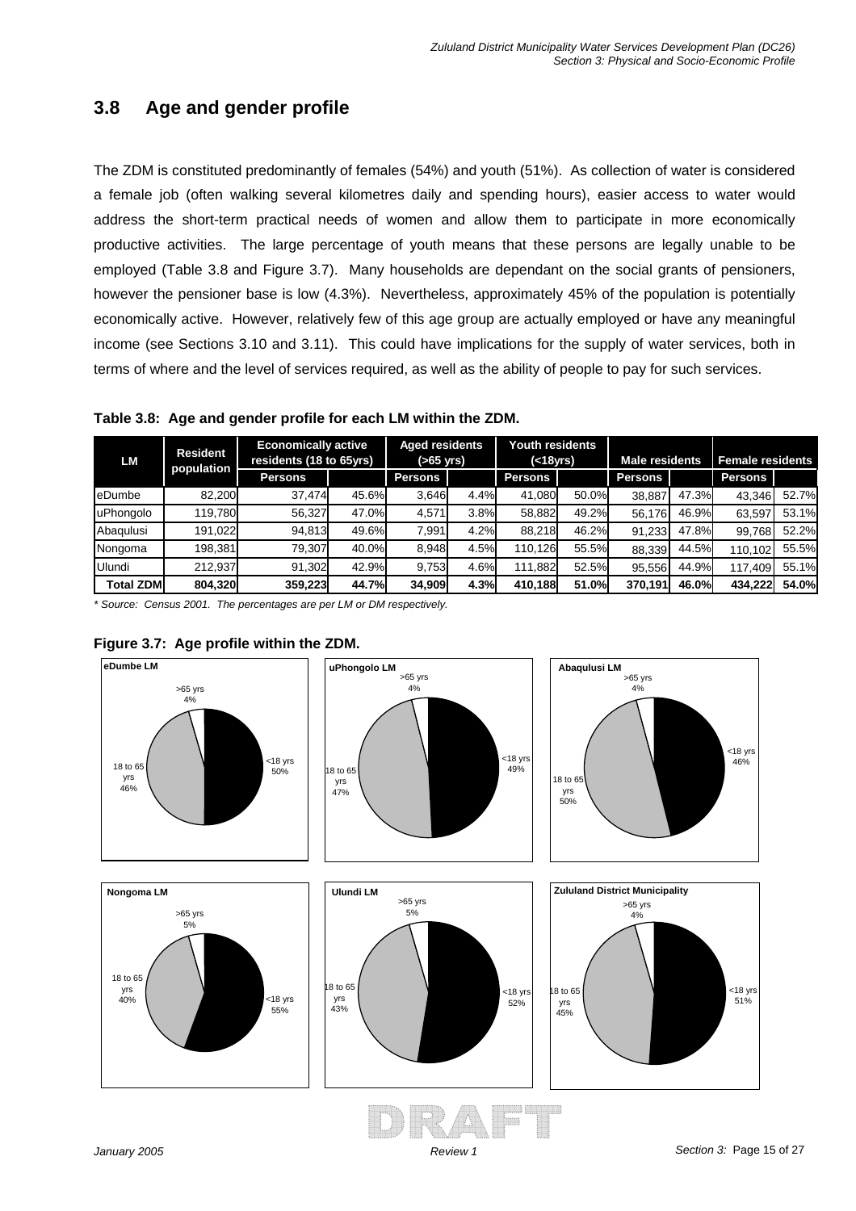## 3.8 Age and gender profile

The ZDM is constituted predominantly of females (54%) and youth (51%). As collection of water is considered a female job (often walking several kilometres daily and spending hours), easier access to water would address the short-term practical needs of women and allow them to participate in more economically productive activities. The large percentage of youth means that these persons are legally unable to be employed (Table 3.8 and Figure 3.7). Many households are dependant on the social grants of pensioners, however the pensioner base is low (4.3%). Nevertheless, approximately 45% of the population is potentially economically active. However, relatively few of this age group are actually employed or have any meaningful income (see Sections 3.10 and 3.11). This could have implications for the supply of water services, both in terms of where and the level of services required, as well as the ability of people to pay for such services.

**Table 3.8: Age and gender profile for each LM within the ZDM.**

| LM | Resident population | Economically active residents (18 to 65yrs) | | Aged residents (>65 yrs) | | Youth residents (<18yrs) | | Male residents | | Female residents | |
|---|---|---|---|---|---|---|---|---|---|---|---|
| | | Persons | | Persons | | Persons | | Persons | | Persons | |
| eDumbe | 82,200 | 37,474 | 45.6% | 3,646 | 4.4% | 41,080 | 50.0% | 38,887 | 47.3% | 43,346 | 52.7% |
| uPhongolo | 119,780 | 56,327 | 47.0% | 4,571 | 3.8% | 58,882 | 49.2% | 56,176 | 46.9% | 63,597 | 53.1% |
| Abaqulusi | 191,022 | 94,813 | 49.6% | 7,991 | 4.2% | 88,218 | 46.2% | 91,233 | 47.8% | 99,768 | 52.2% |
| Nongoma | 198,381 | 79,307 | 40.0% | 8,948 | 4.5% | 110,126 | 55.5% | 88,339 | 44.5% | 110,102 | 55.5% |
| Ulundi | 212,937 | 91,302 | 42.9% | 9,753 | 4.6% | 111,882 | 52.5% | 95,556 | 44.9% | 117,409 | 55.1% |
| **Total ZDM** | **804,320** | **359,223** | **44.7%** | **34,909** | **4.3%** | **410,188** | **51.0%** | **370,191** | **46.0%** | **434,222** | **54.0%** |

*\* Source: Census 2001. The percentages are per LM or DM respectively.*

**Figure 3.7: Age profile within the ZDM.**

| | <18 yrs | 18 to 65 yrs | >65 yrs |
|---|---|---|---|
| eDumbe LM | 50% | 46% | 4% |
| uPhongolo LM | 49% | 47% | 4% |
| Abaqulusi LM | 46% | 50% | 4% |
| Nongoma LM | 55% | 40% | 5% |
| Ulundi LM | 52% | 43% | 5% |
| Zululand District Municipality | 51% | 45% | 4% |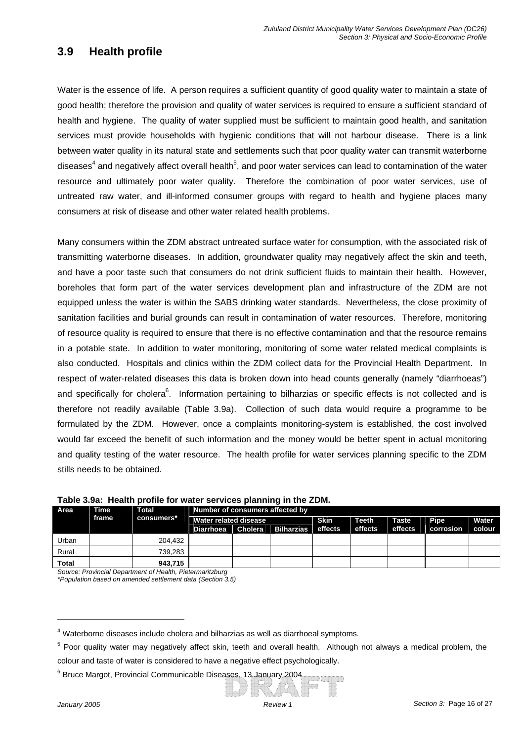## 3.9 Health profile

Water is the essence of life. A person requires a sufficient quantity of good quality water to maintain a state of good health; therefore the provision and quality of water services is required to ensure a sufficient standard of health and hygiene. The quality of water supplied must be sufficient to maintain good health, and sanitation services must provide households with hygienic conditions that will not harbour disease. There is a link between water quality in its natural state and settlements such that poor quality water can transmit waterborne diseases[4] and negatively affect overall health[5], and poor water services can lead to contamination of the water resource and ultimately poor water quality. Therefore the combination of poor water services, use of untreated raw water, and ill-informed consumer groups with regard to health and hygiene places many consumers at risk of disease and other water related health problems.

Many consumers within the ZDM abstract untreated surface water for consumption, with the associated risk of transmitting waterborne diseases. In addition, groundwater quality may negatively affect the skin and teeth, and have a poor taste such that consumers do not drink sufficient fluids to maintain their health. However, boreholes that form part of the water services development plan and infrastructure of the ZDM are not equipped unless the water is within the SABS drinking water standards. Nevertheless, the close proximity of sanitation facilities and burial grounds can result in contamination of water resources. Therefore, monitoring of resource quality is required to ensure that there is no effective contamination and that the resource remains in a potable state. In addition to water monitoring, monitoring of some water related medical complaints is also conducted. Hospitals and clinics within the ZDM collect data for the Provincial Health Department. In respect of water-related diseases this data is broken down into head counts generally (namely "diarrhoeas") and specifically for cholera[6]. Information pertaining to bilharzias or specific effects is not collected and is therefore not readily available (Table 3.9a). Collection of such data would require a programme to be formulated by the ZDM. However, once a complaints monitoring-system is established, the cost involved would far exceed the benefit of such information and the money would be better spent in actual monitoring and quality testing of the water resource. The health profile for water services planning specific to the ZDM stills needs to be obtained.

**Table 3.9a: Health profile for water services planning in the ZDM.**

| Area | Time frame | Total consumers* | Number of consumers affected by | | | | | | | |
|---|---|---|---|---|---|---|---|---|---|---|
| | | | Water related disease | | | Skin effects | Teeth effects | Taste effects | Pipe corrosion | Water colour |
| | | | Diarrhoea | Cholera | Bilharzias | | | | | |
| Urban | | 204,432 | | | | | | | | |
| Rural | | 739,283 | | | | | | | | |
| **Total** | | **943,715** | | | | | | | | |

*Source: Provincial Department of Health, Pietermaritzburg*
*\*Population based on amended settlement data (Section 3.5)*

---

[4] Waterborne diseases include cholera and bilharzias as well as diarrhoeal symptoms.

[5] Poor quality water may negatively affect skin, teeth and overall health. Although not always a medical problem, the colour and taste of water is considered to have a negative effect psychologically.

[6] Bruce Margot, Provincial Communicable Diseases, 13 January 2004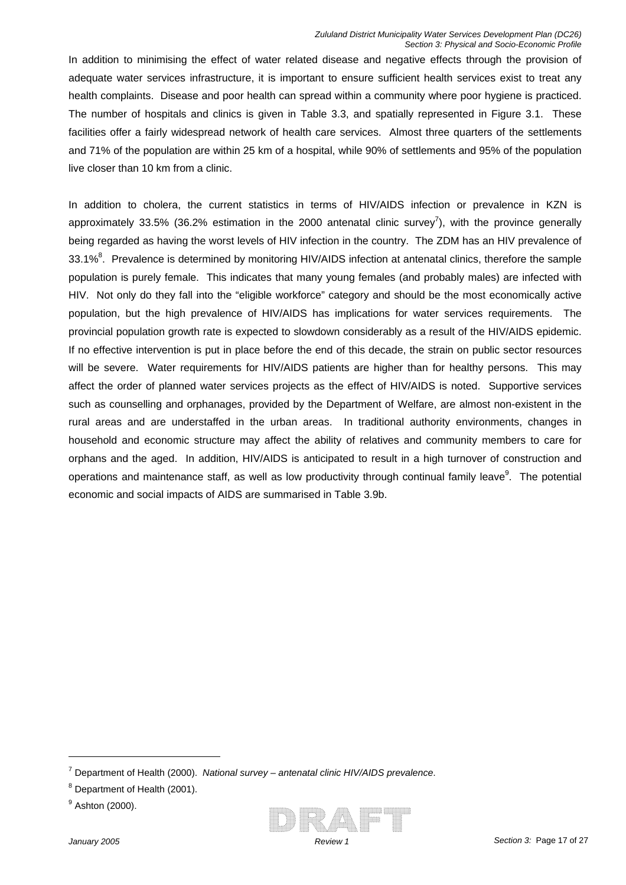In addition to minimising the effect of water related disease and negative effects through the provision of adequate water services infrastructure, it is important to ensure sufficient health services exist to treat any health complaints. Disease and poor health can spread within a community where poor hygiene is practiced. The number of hospitals and clinics is given in Table 3.3, and spatially represented in Figure 3.1. These facilities offer a fairly widespread network of health care services. Almost three quarters of the settlements and 71% of the population are within 25 km of a hospital, while 90% of settlements and 95% of the population live closer than 10 km from a clinic.

In addition to cholera, the current statistics in terms of HIV/AIDS infection or prevalence in KZN is approximately 33.5% (36.2% estimation in the 2000 antenatal clinic survey[7]), with the province generally being regarded as having the worst levels of HIV infection in the country. The ZDM has an HIV prevalence of 33.1%[8]. Prevalence is determined by monitoring HIV/AIDS infection at antenatal clinics, therefore the sample population is purely female. This indicates that many young females (and probably males) are infected with HIV. Not only do they fall into the "eligible workforce" category and should be the most economically active population, but the high prevalence of HIV/AIDS has implications for water services requirements. The provincial population growth rate is expected to slowdown considerably as a result of the HIV/AIDS epidemic. If no effective intervention is put in place before the end of this decade, the strain on public sector resources will be severe. Water requirements for HIV/AIDS patients are higher than for healthy persons. This may affect the order of planned water services projects as the effect of HIV/AIDS is noted. Supportive services such as counselling and orphanages, provided by the Department of Welfare, are almost non-existent in the rural areas and are understaffed in the urban areas. In traditional authority environments, changes in household and economic structure may affect the ability of relatives and community members to care for orphans and the aged. In addition, HIV/AIDS is anticipated to result in a high turnover of construction and operations and maintenance staff, as well as low productivity through continual family leave[9]. The potential economic and social impacts of AIDS are summarised in Table 3.9b.

---

[7] Department of Health (2000). *National survey – antenatal clinic HIV/AIDS prevalence*.

[8] Department of Health (2001).

[9] Ashton (2000).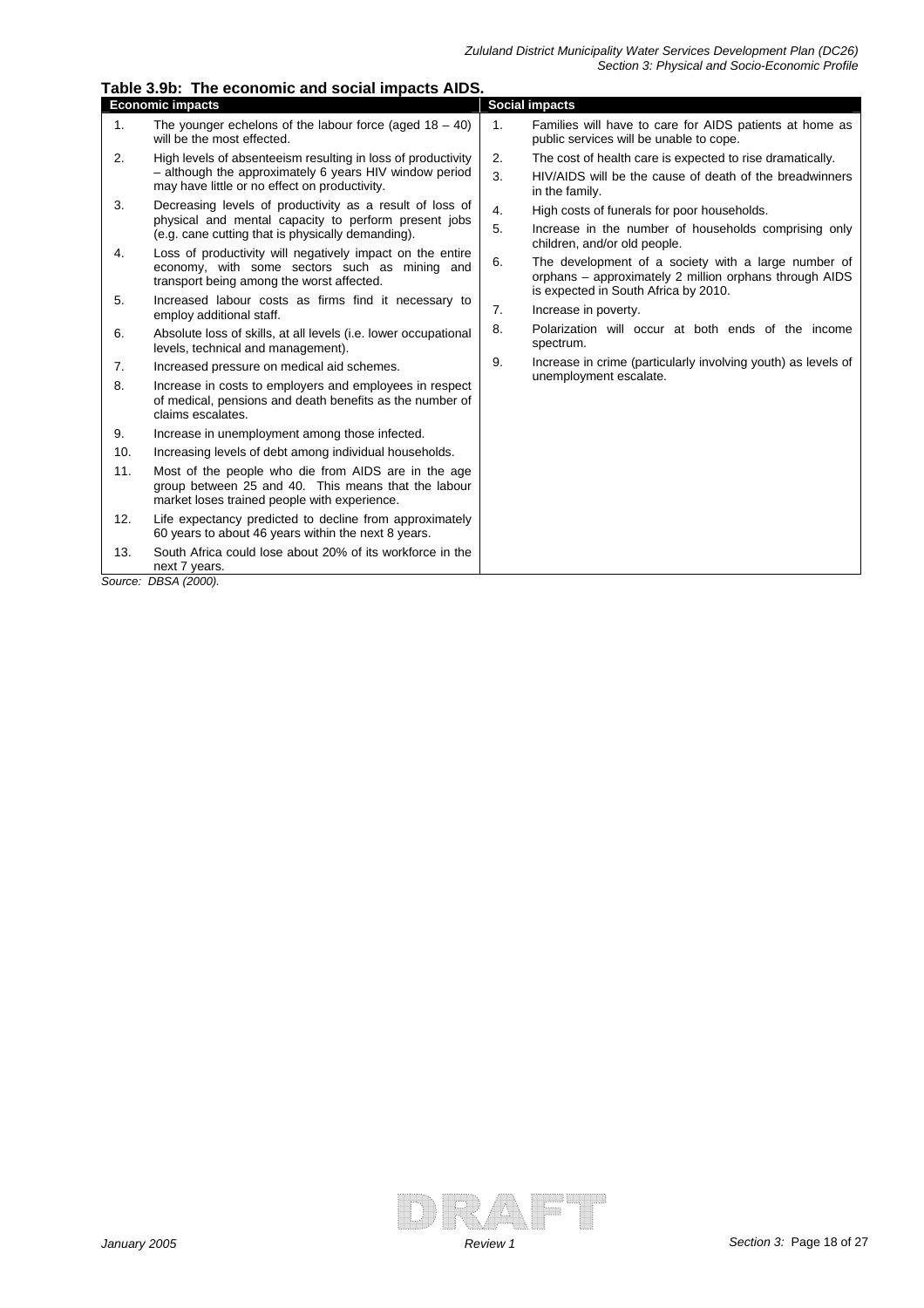**Table 3.9b: The economic and social impacts AIDS.**

| Economic impacts | Social impacts |
|---|---|
| 1. The younger echelons of the labour force (aged 18 – 40) will be the most effected. | 1. Families will have to care for AIDS patients at home as public services will be unable to cope. |
| 2. High levels of absenteeism resulting in loss of productivity – although the approximately 6 years HIV window period may have little or no effect on productivity. | 2. The cost of health care is expected to rise dramatically. |
| 3. Decreasing levels of productivity as a result of loss of physical and mental capacity to perform present jobs (e.g. cane cutting that is physically demanding). | 3. HIV/AIDS will be the cause of death of the breadwinners in the family. |
| 4. Loss of productivity will negatively impact on the entire economy, with some sectors such as mining and transport being among the worst affected. | 4. High costs of funerals for poor households. |
| 5. Increased labour costs as firms find it necessary to employ additional staff. | 5. Increase in the number of households comprising only children, and/or old people. |
| 6. Absolute loss of skills, at all levels (i.e. lower occupational levels, technical and management). | 6. The development of a society with a large number of orphans – approximately 2 million orphans through AIDS is expected in South Africa by 2010. |
| 7. Increased pressure on medical aid schemes. | 7. Increase in poverty. |
| 8. Increase in costs to employers and employees in respect of medical, pensions and death benefits as the number of claims escalates. | 8. Polarization will occur at both ends of the income spectrum. |
| 9. Increase in unemployment among those infected. | 9. Increase in crime (particularly involving youth) as levels of unemployment escalate. |
| 10. Increasing levels of debt among individual households. | |
| 11. Most of the people who die from AIDS are in the age group between 25 and 40. This means that the labour market loses trained people with experience. | |
| 12. Life expectancy predicted to decline from approximately 60 years to about 46 years within the next 8 years. | |
| 13. South Africa could lose about 20% of its workforce in the next 7 years. | |

*Source: DBSA (2000).*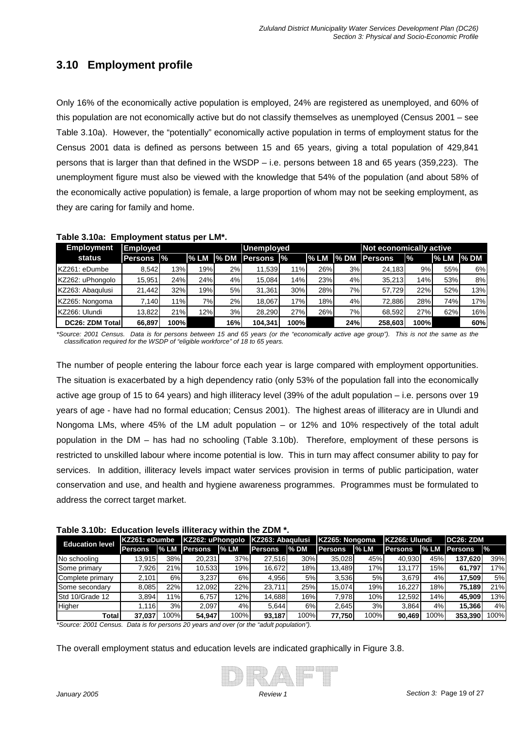## 3.10 Employment profile

Only 16% of the economically active population is employed, 24% are registered as unemployed, and 60% of this population are not economically active but do not classify themselves as unemployed (Census 2001 – see Table 3.10a). However, the "potentially" economically active population in terms of employment status for the Census 2001 data is defined as persons between 15 and 65 years, giving a total population of 429,841 persons that is larger than that defined in the WSDP – i.e. persons between 18 and 65 years (359,223). The unemployment figure must also be viewed with the knowledge that 54% of the population (and about 58% of the economically active population) is female, a large proportion of whom may not be seeking employment, as they are caring for family and home.

**Table 3.10a: Employment status per LM*.**

| Employment status | Employed | | | | Unemployed | | | | Not economically active | | | |
|---|---|---|---|---|---|---|---|---|---|---|---|---|
| | Persons | % | % LM | % DM | Persons | % | % LM | % DM | Persons | % | % LM | % DM |
| KZ261: eDumbe | 8,542 | 13% | 19% | 2% | 11,539 | 11% | 26% | 3% | 24,183 | 9% | 55% | 6% |
| KZ262: uPhongolo | 15,951 | 24% | 24% | 4% | 15,084 | 14% | 23% | 4% | 35,213 | 14% | 53% | 8% |
| KZ263: Abaqulusi | 21,442 | 32% | 19% | 5% | 31,361 | 30% | 28% | 7% | 57,729 | 22% | 52% | 13% |
| KZ265: Nongoma | 7,140 | 11% | 7% | 2% | 18,067 | 17% | 18% | 4% | 72,886 | 28% | 74% | 17% |
| KZ266: Ulundi | 13,822 | 21% | 12% | 3% | 28,290 | 27% | 26% | 7% | 68,592 | 27% | 62% | 16% |
| **DC26: ZDM Total** | **66,897** | **100%** | | **16%** | **104,341** | **100%** | | **24%** | **258,603** | **100%** | | **60%** |

*\*Source: 2001 Census. Data is for persons between 15 and 65 years (or the "economically active age group"). This is not the same as the classification required for the WSDP of "eligible workforce" of 18 to 65 years.*

The number of people entering the labour force each year is large compared with employment opportunities. The situation is exacerbated by a high dependency ratio (only 53% of the population fall into the economically active age group of 15 to 64 years) and high illiteracy level (39% of the adult population – i.e. persons over 19 years of age - have had no formal education; Census 2001). The highest areas of illiteracy are in Ulundi and Nongoma LMs, where 45% of the LM adult population – or 12% and 10% respectively of the total adult population in the DM – has had no schooling (Table 3.10b). Therefore, employment of these persons is restricted to unskilled labour where income potential is low. This in turn may affect consumer ability to pay for services. In addition, illiteracy levels impact water services provision in terms of public participation, water conservation and use, and health and hygiene awareness programmes. Programmes must be formulated to address the correct target market.

**Table 3.10b: Education levels illiteracy within the ZDM *.**

| Education level | KZ261: eDumbe | | KZ262: uPhongolo | | KZ263: Abaqulusi | | KZ265: Nongoma | | KZ266: Ulundi | | DC26: ZDM | |
|---|---|---|---|---|---|---|---|---|---|---|---|---|
| | Persons | % LM | Persons | % LM | Persons | % DM | Persons | % LM | Persons | % LM | Persons | % |
| No schooling | 13,915 | 38% | 20,231 | 37% | 27,516 | 30% | 35,028 | 45% | 40,930 | 45% | **137,620** | 39% |
| Some primary | 7,926 | 21% | 10,533 | 19% | 16,672 | 18% | 13,489 | 17% | 13,177 | 15% | **61,797** | 17% |
| Complete primary | 2,101 | 6% | 3,237 | 6% | 4,956 | 5% | 3,536 | 5% | 3,679 | 4% | **17,509** | 5% |
| Some secondary | 8,085 | 22% | 12,092 | 22% | 23,711 | 25% | 15,074 | 19% | 16,227 | 18% | **75,189** | 21% |
| Std 10/Grade 12 | 3,894 | 11% | 6,757 | 12% | 14,688 | 16% | 7,978 | 10% | 12,592 | 14% | **45,909** | 13% |
| Higher | 1,116 | 3% | 2,097 | 4% | 5,644 | 6% | 2,645 | 3% | 3,864 | 4% | **15,366** | 4% |
| **Total** | **37,037** | 100% | **54,947** | 100% | **93,187** | 100% | **77,750** | 100% | **90,469** | 100% | **353,390** | 100% |

*\*Source: 2001 Census. Data is for persons 20 years and over (or the "adult population").*

The overall employment status and education levels are indicated graphically in Figure 3.8.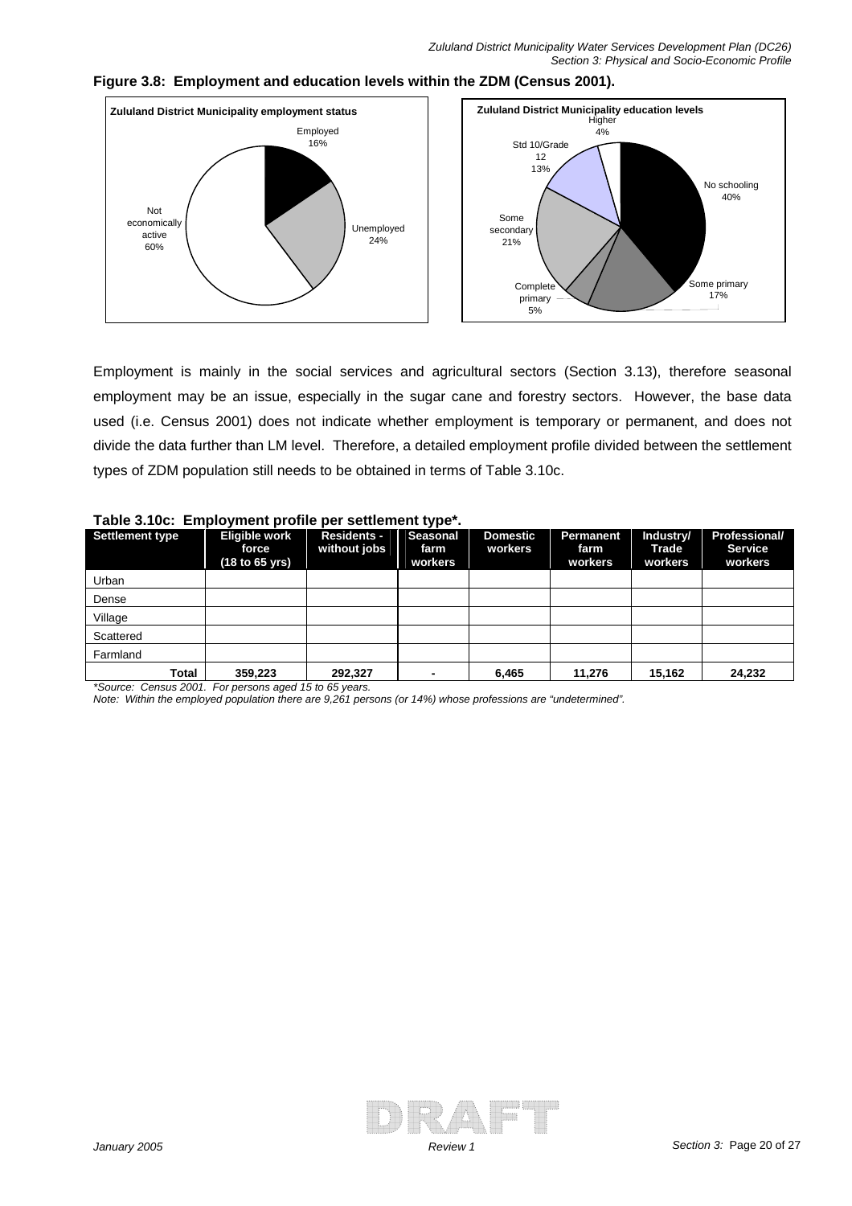**Figure 3.8: Employment and education levels within the ZDM (Census 2001).**

Employment is mainly in the social services and agricultural sectors (Section 3.13), therefore seasonal employment may be an issue, especially in the sugar cane and forestry sectors. However, the base data used (i.e. Census 2001) does not indicate whether employment is temporary or permanent, and does not divide the data further than LM level. Therefore, a detailed employment profile divided between the settlement types of ZDM population still needs to be obtained in terms of Table 3.10c.

**Table 3.10c: Employment profile per settlement type*.**

| Settlement type | Eligible work force (18 to 65 yrs) | Residents - without jobs | Seasonal farm workers | Domestic workers | Permanent farm workers | Industry/ Trade workers | Professional/ Service workers |
|---|---|---|---|---|---|---|---|
| Urban | | | | | | | |
| Dense | | | | | | | |
| Village | | | | | | | |
| Scattered | | | | | | | |
| Farmland | | | | | | | |
| **Total** | **359,223** | **292,327** | **-** | **6,465** | **11,276** | **15,162** | **24,232** |

*\*Source: Census 2001. For persons aged 15 to 65 years.*

*Note: Within the employed population there are 9,261 persons (or 14%) whose professions are "undetermined".*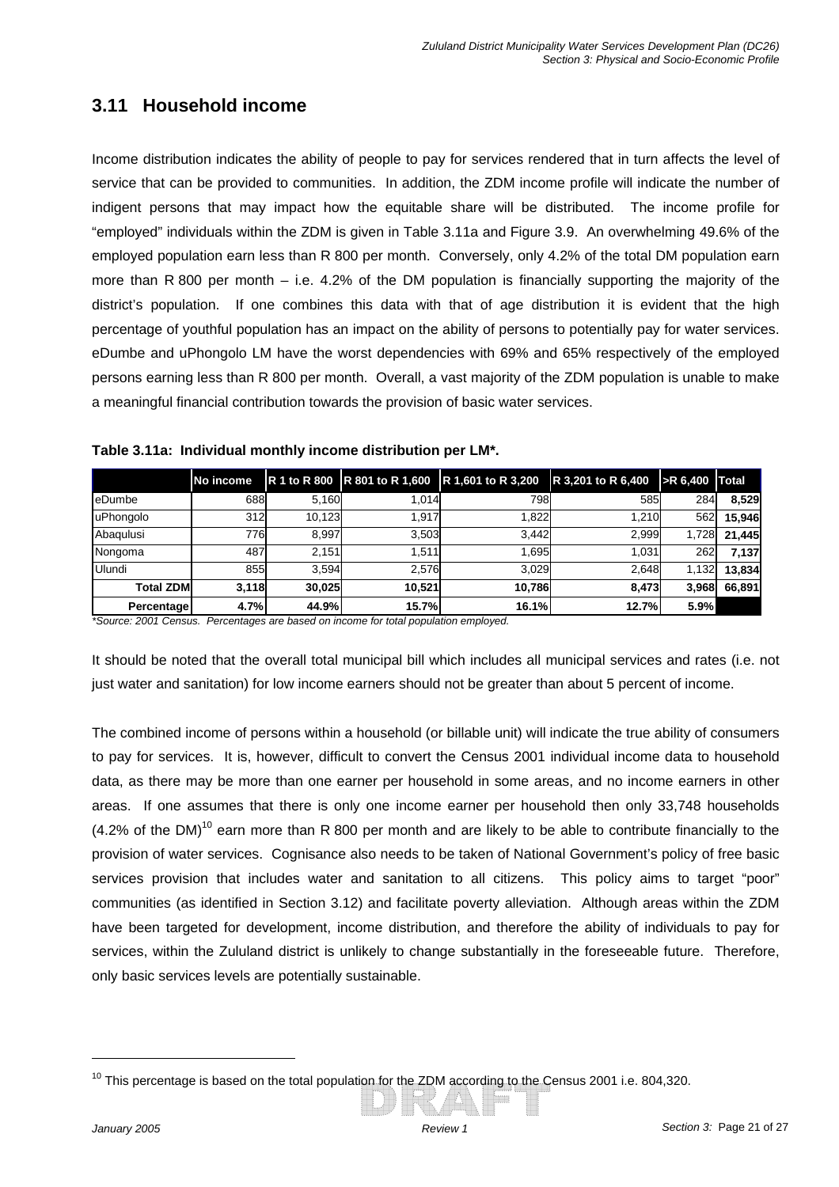## 3.11 Household income

Income distribution indicates the ability of people to pay for services rendered that in turn affects the level of service that can be provided to communities. In addition, the ZDM income profile will indicate the number of indigent persons that may impact how the equitable share will be distributed. The income profile for "employed" individuals within the ZDM is given in Table 3.11a and Figure 3.9. An overwhelming 49.6% of the employed population earn less than R 800 per month. Conversely, only 4.2% of the total DM population earn more than R 800 per month – i.e. 4.2% of the DM population is financially supporting the majority of the district's population. If one combines this data with that of age distribution it is evident that the high percentage of youthful population has an impact on the ability of persons to potentially pay for water services. eDumbe and uPhongolo LM have the worst dependencies with 69% and 65% respectively of the employed persons earning less than R 800 per month. Overall, a vast majority of the ZDM population is unable to make a meaningful financial contribution towards the provision of basic water services.

**Table 3.11a: Individual monthly income distribution per LM*.**

| | No income | R 1 to R 800 | R 801 to R 1,600 | R 1,601 to R 3,200 | R 3,201 to R 6,400 | >R 6,400 | Total |
|---|---|---|---|---|---|---|---|
| eDumbe | 688 | 5,160 | 1,014 | 798 | 585 | 284 | **8,529** |
| uPhongolo | 312 | 10,123 | 1,917 | 1,822 | 1,210 | 562 | **15,946** |
| Abaqulusi | 776 | 8,997 | 3,503 | 3,442 | 2,999 | 1,728 | **21,445** |
| Nongoma | 487 | 2,151 | 1,511 | 1,695 | 1,031 | 262 | **7,137** |
| Ulundi | 855 | 3,594 | 2,576 | 3,029 | 2,648 | 1,132 | **13,834** |
| **Total ZDM** | **3,118** | **30,025** | **10,521** | **10,786** | **8,473** | **3,968** | **66,891** |
| **Percentage** | **4.7%** | **44.9%** | **15.7%** | **16.1%** | **12.7%** | **5.9%** | |

*\*Source: 2001 Census. Percentages are based on income for total population employed.*

It should be noted that the overall total municipal bill which includes all municipal services and rates (i.e. not just water and sanitation) for low income earners should not be greater than about 5 percent of income.

The combined income of persons within a household (or billable unit) will indicate the true ability of consumers to pay for services. It is, however, difficult to convert the Census 2001 individual income data to household data, as there may be more than one earner per household in some areas, and no income earners in other areas. If one assumes that there is only one income earner per household then only 33,748 households (4.2% of the DM)[10] earn more than R 800 per month and are likely to be able to contribute financially to the provision of water services. Cognisance also needs to be taken of National Government's policy of free basic services provision that includes water and sanitation to all citizens. This policy aims to target "poor" communities (as identified in Section 3.12) and facilitate poverty alleviation. Although areas within the ZDM have been targeted for development, income distribution, and therefore the ability of individuals to pay for services, within the Zululand district is unlikely to change substantially in the foreseeable future. Therefore, only basic services levels are potentially sustainable.

[10] This percentage is based on the total population for the ZDM according to the Census 2001 i.e. 804,320.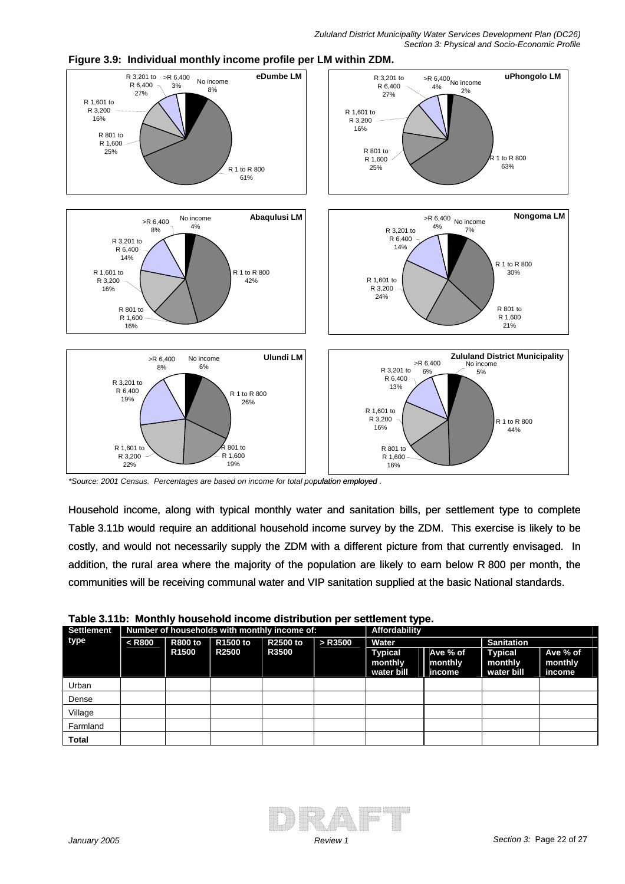**Figure 3.9: Individual monthly income profile per LM within ZDM.**

**eDumbe LM**

| Income | % |
|---|---|
| No income | 8% |
| R 1 to R 800 | 61% |
| R 801 to R 1,600 | 25% |
| R 1,601 to R 3,200 | 16% |
| R 3,201 to R 6,400 | 27% |
| >R 6,400 | 3% |

**uPhongolo LM**

| Income | % |
|---|---|
| No income | 2% |
| R 1 to R 800 | 63% |
| R 801 to R 1,600 | 25% |
| R 1,601 to R 3,200 | 16% |
| R 3,201 to R 6,400 | 27% |
| >R 6,400 | 4% |

**Abaqulusi LM**

| Income | % |
|---|---|
| No income | 4% |
| R 1 to R 800 | 42% |
| R 801 to R 1,600 | 16% |
| R 1,601 to R 3,200 | 16% |
| R 3,201 to R 6,400 | 14% |
| >R 6,400 | 8% |

**Nongoma LM**

| Income | % |
|---|---|
| No income | 7% |
| R 1 to R 800 | 30% |
| R 801 to R 1,600 | 21% |
| R 1,601 to R 3,200 | 24% |
| R 3,201 to R 6,400 | 14% |
| >R 6,400 | 4% |

**Ulundi LM**

| Income | % |
|---|---|
| No income | 6% |
| R 1 to R 800 | 26% |
| R 801 to R 1,600 | 19% |
| R 1,601 to R 3,200 | 22% |
| R 3,201 to R 6,400 | 19% |
| >R 6,400 | 8% |

**Zululand District Municipality**

| Income | % |
|---|---|
| No income | 5% |
| R 1 to R 800 | 44% |
| R 801 to R 1,600 | 16% |
| R 1,601 to R 3,200 | 16% |
| R 3,201 to R 6,400 | 13% |
| >R 6,400 | 6% |

*\*Source: 2001 Census. Percentages are based on income for total population employed .*

Household income, along with typical monthly water and sanitation bills, per settlement type to complete Table 3.11b would require an additional household income survey by the ZDM. This exercise is likely to be costly, and would not necessarily supply the ZDM with a different picture from that currently envisaged. In addition, the rural area where the majority of the population are likely to earn below R 800 per month, the communities will be receiving communal water and VIP sanitation supplied at the basic National standards.

**Table 3.11b: Monthly household income distribution per settlement type.**

| Settlement type | Number of households with monthly income of: | | | | | Affordability | | | |
|---|---|---|---|---|---|---|---|---|---|
| | | | | | | Water | | Sanitation | |
| | < R800 | R800 to R1500 | R1500 to R2500 | R2500 to R3500 | > R3500 | Typical monthly water bill | Ave % of monthly income | Typical monthly water bill | Ave % of monthly income |
| Urban | | | | | | | | | |
| Dense | | | | | | | | | |
| Village | | | | | | | | | |
| Farmland | | | | | | | | | |
| **Total** | | | | | | | | | |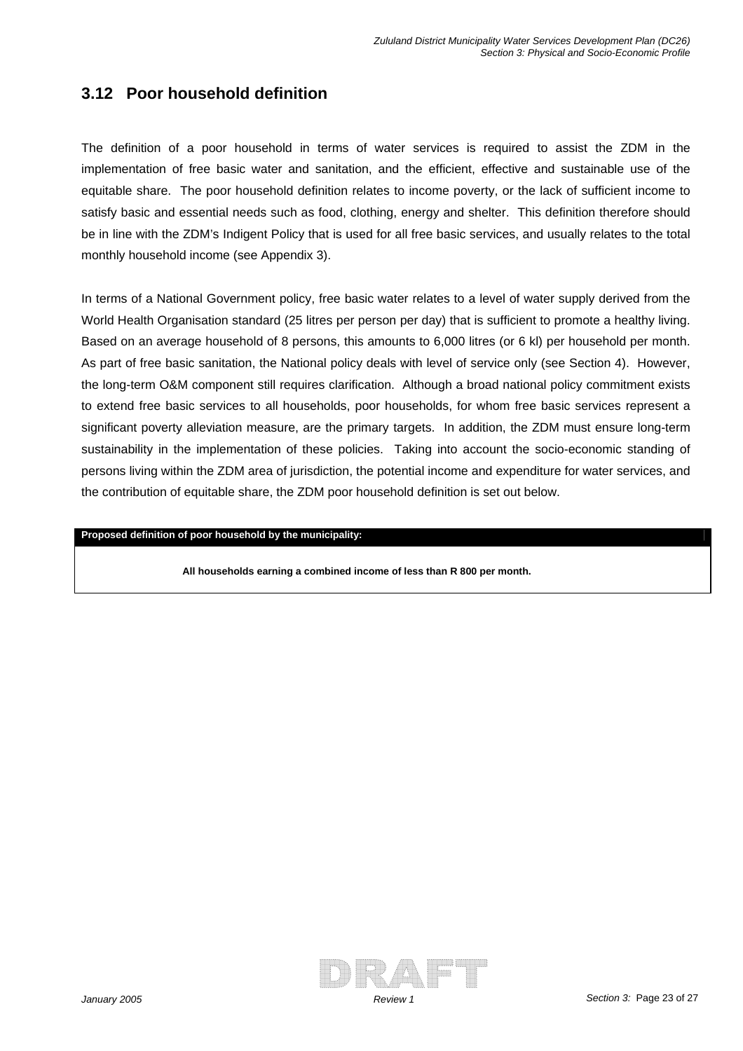## 3.12 Poor household definition

The definition of a poor household in terms of water services is required to assist the ZDM in the implementation of free basic water and sanitation, and the efficient, effective and sustainable use of the equitable share. The poor household definition relates to income poverty, or the lack of sufficient income to satisfy basic and essential needs such as food, clothing, energy and shelter. This definition therefore should be in line with the ZDM's Indigent Policy that is used for all free basic services, and usually relates to the total monthly household income (see Appendix 3).

In terms of a National Government policy, free basic water relates to a level of water supply derived from the World Health Organisation standard (25 litres per person per day) that is sufficient to promote a healthy living. Based on an average household of 8 persons, this amounts to 6,000 litres (or 6 kl) per household per month. As part of free basic sanitation, the National policy deals with level of service only (see Section 4). However, the long-term O&M component still requires clarification. Although a broad national policy commitment exists to extend free basic services to all households, poor households, for whom free basic services represent a significant poverty alleviation measure, are the primary targets. In addition, the ZDM must ensure long-term sustainability in the implementation of these policies. Taking into account the socio-economic standing of persons living within the ZDM area of jurisdiction, the potential income and expenditure for water services, and the contribution of equitable share, the ZDM poor household definition is set out below.

| **Proposed definition of poor household by the municipality:** |
| --- |
| **All households earning a combined income of less than R 800 per month.** |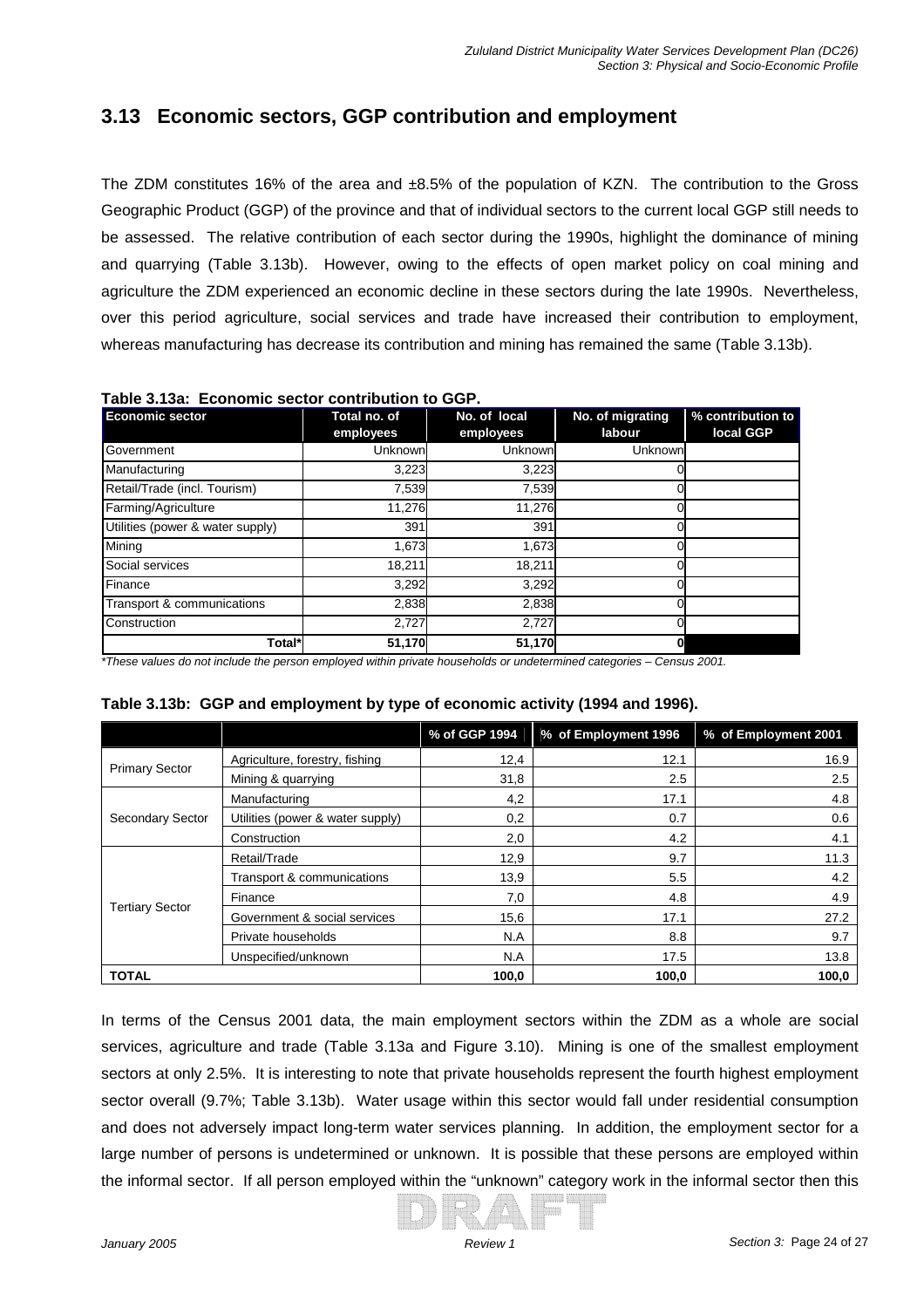## 3.13 Economic sectors, GGP contribution and employment

The ZDM constitutes 16% of the area and ±8.5% of the population of KZN. The contribution to the Gross Geographic Product (GGP) of the province and that of individual sectors to the current local GGP still needs to be assessed. The relative contribution of each sector during the 1990s, highlight the dominance of mining and quarrying (Table 3.13b). However, owing to the effects of open market policy on coal mining and agriculture the ZDM experienced an economic decline in these sectors during the late 1990s. Nevertheless, over this period agriculture, social services and trade have increased their contribution to employment, whereas manufacturing has decrease its contribution and mining has remained the same (Table 3.13b).

**Table 3.13a: Economic sector contribution to GGP.**

| Economic sector | Total no. of employees | No. of local employees | No. of migrating labour | % contribution to local GGP |
|---|---|---|---|---|
| Government | Unknown | Unknown | Unknown | |
| Manufacturing | 3,223 | 3,223 | 0 | |
| Retail/Trade (incl. Tourism) | 7,539 | 7,539 | 0 | |
| Farming/Agriculture | 11,276 | 11,276 | 0 | |
| Utilities (power & water supply) | 391 | 391 | 0 | |
| Mining | 1,673 | 1,673 | 0 | |
| Social services | 18,211 | 18,211 | 0 | |
| Finance | 3,292 | 3,292 | 0 | |
| Transport & communications | 2,838 | 2,838 | 0 | |
| Construction | 2,727 | 2,727 | 0 | |
| **Total*** | **51,170** | **51,170** | **0** | |

*These values do not include the person employed within private households or undetermined categories – Census 2001.*

**Table 3.13b: GGP and employment by type of economic activity (1994 and 1996).**

| | | % of GGP 1994 | % of Employment 1996 | % of Employment 2001 |
|---|---|---|---|---|
| Primary Sector | Agriculture, forestry, fishing | 12,4 | 12.1 | 16.9 |
| | Mining & quarrying | 31,8 | 2.5 | 2.5 |
| Secondary Sector | Manufacturing | 4,2 | 17.1 | 4.8 |
| | Utilities (power & water supply) | 0,2 | 0.7 | 0.6 |
| | Construction | 2,0 | 4.2 | 4.1 |
| Tertiary Sector | Retail/Trade | 12,9 | 9.7 | 11.3 |
| | Transport & communications | 13,9 | 5.5 | 4.2 |
| | Finance | 7,0 | 4.8 | 4.9 |
| | Government & social services | 15,6 | 17.1 | 27.2 |
| | Private households | N.A | 8.8 | 9.7 |
| | Unspecified/unknown | N.A | 17.5 | 13.8 |
| **TOTAL** | | **100,0** | **100,0** | **100,0** |

In terms of the Census 2001 data, the main employment sectors within the ZDM as a whole are social services, agriculture and trade (Table 3.13a and Figure 3.10). Mining is one of the smallest employment sectors at only 2.5%. It is interesting to note that private households represent the fourth highest employment sector overall (9.7%; Table 3.13b). Water usage within this sector would fall under residential consumption and does not adversely impact long-term water services planning. In addition, the employment sector for a large number of persons is undetermined or unknown. It is possible that these persons are employed within the informal sector. If all person employed within the "unknown" category work in the informal sector then this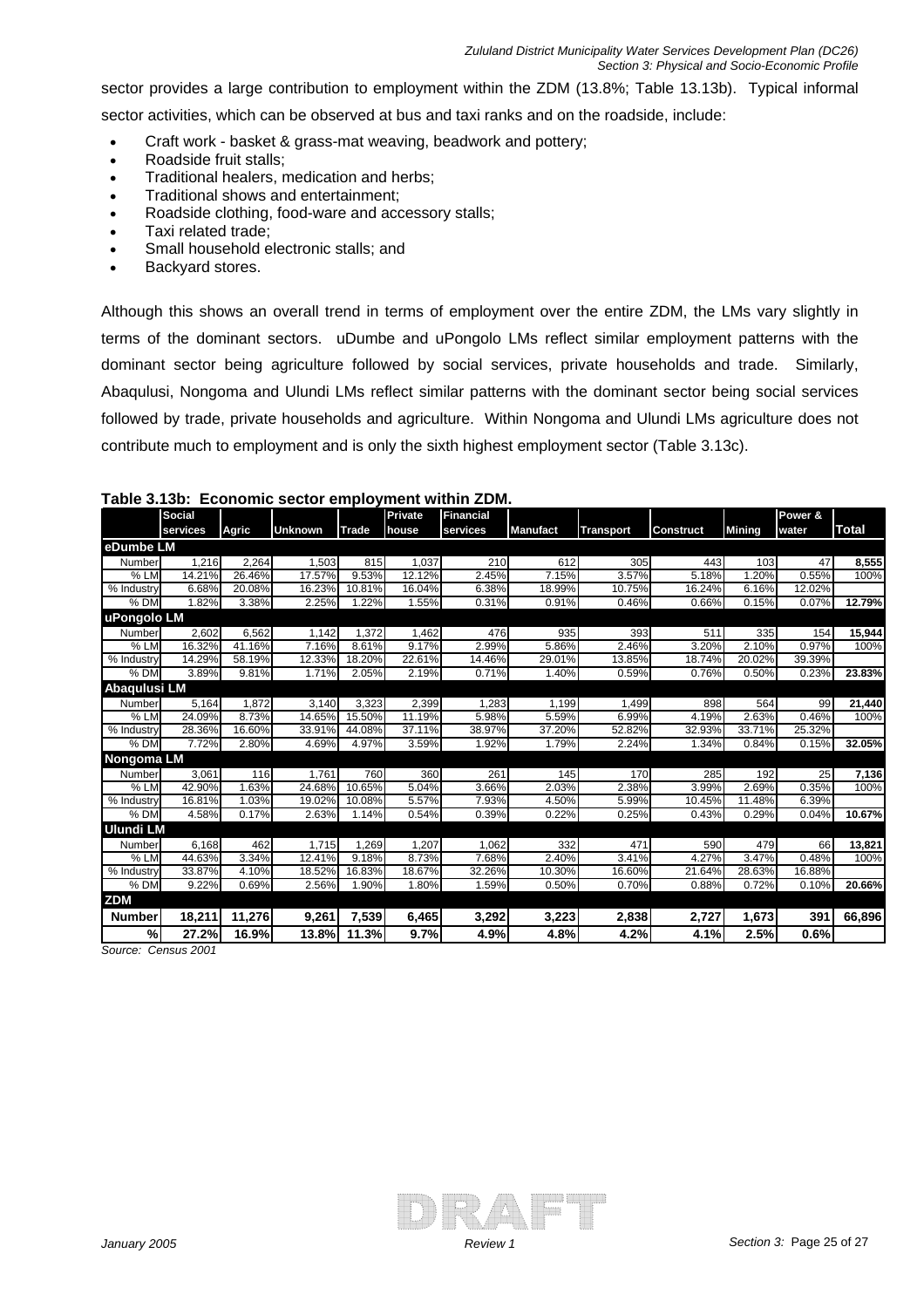sector provides a large contribution to employment within the ZDM (13.8%; Table 13.13b). Typical informal sector activities, which can be observed at bus and taxi ranks and on the roadside, include:

- Craft work - basket & grass-mat weaving, beadwork and pottery;
- Roadside fruit stalls;
- Traditional healers, medication and herbs;
- Traditional shows and entertainment;
- Roadside clothing, food-ware and accessory stalls;
- Taxi related trade;
- Small household electronic stalls; and
- Backyard stores.

Although this shows an overall trend in terms of employment over the entire ZDM, the LMs vary slightly in terms of the dominant sectors. uDumbe and uPongolo LMs reflect similar employment patterns with the dominant sector being agriculture followed by social services, private households and trade. Similarly, Abaqulusi, Nongoma and Ulundi LMs reflect similar patterns with the dominant sector being social services followed by trade, private households and agriculture. Within Nongoma and Ulundi LMs agriculture does not contribute much to employment and is only the sixth highest employment sector (Table 3.13c).

**Table 3.13b: Economic sector employment within ZDM.**

| | Social services | Agric | Unknown | Trade | Private house | Financial services | Manufact | Transport | Construct | Mining | Power & water | Total |
|---|---|---|---|---|---|---|---|---|---|---|---|---|
| **eDumbe LM** | | | | | | | | | | | | |
| Number | 1,216 | 2,264 | 1,503 | 815 | 1,037 | 210 | 612 | 305 | 443 | 103 | 47 | **8,555** |
| % LM | 14.21% | 26.46% | 17.57% | 9.53% | 12.12% | 2.45% | 7.15% | 3.57% | 5.18% | 1.20% | 0.55% | 100% |
| % Industry | 6.68% | 20.08% | 16.23% | 10.81% | 16.04% | 6.38% | 18.99% | 10.75% | 16.24% | 6.16% | 12.02% | |
| % DM | 1.82% | 3.38% | 2.25% | 1.22% | 1.55% | 0.31% | 0.91% | 0.46% | 0.66% | 0.15% | 0.07% | **12.79%** |
| **uPongolo LM** | | | | | | | | | | | | |
| Number | 2,602 | 6,562 | 1,142 | 1,372 | 1,462 | 476 | 935 | 393 | 511 | 335 | 154 | **15,944** |
| % LM | 16.32% | 41.16% | 7.16% | 8.61% | 9.17% | 2.99% | 5.86% | 2.46% | 3.20% | 2.10% | 0.97% | 100% |
| % Industry | 14.29% | 58.19% | 12.33% | 18.20% | 22.61% | 14.46% | 29.01% | 13.85% | 18.74% | 20.02% | 39.39% | |
| % DM | 3.89% | 9.81% | 1.71% | 2.05% | 2.19% | 0.71% | 1.40% | 0.59% | 0.76% | 0.50% | 0.23% | **23.83%** |
| **Abaqulusi LM** | | | | | | | | | | | | |
| Number | 5,164 | 1,872 | 3,140 | 3,323 | 2,399 | 1,283 | 1,199 | 1,499 | 898 | 564 | 99 | **21,440** |
| % LM | 24.09% | 8.73% | 14.65% | 15.50% | 11.19% | 5.98% | 5.59% | 6.99% | 4.19% | 2.63% | 0.46% | 100% |
| % Industry | 28.36% | 16.60% | 33.91% | 44.08% | 37.11% | 38.97% | 37.20% | 52.82% | 32.93% | 33.71% | 25.32% | |
| % DM | 7.72% | 2.80% | 4.69% | 4.97% | 3.59% | 1.92% | 1.79% | 2.24% | 1.34% | 0.84% | 0.15% | **32.05%** |
| **Nongoma LM** | | | | | | | | | | | | |
| Number | 3,061 | 116 | 1,761 | 760 | 360 | 261 | 145 | 170 | 285 | 192 | 25 | **7,136** |
| % LM | 42.90% | 1.63% | 24.68% | 10.65% | 5.04% | 3.66% | 2.03% | 2.38% | 3.99% | 2.69% | 0.35% | 100% |
| % Industry | 16.81% | 1.03% | 19.02% | 10.08% | 5.57% | 7.93% | 4.50% | 5.99% | 10.45% | 11.48% | 6.39% | |
| % DM | 4.58% | 0.17% | 2.63% | 1.14% | 0.54% | 0.39% | 0.22% | 0.25% | 0.43% | 0.29% | 0.04% | **10.67%** |
| **Ulundi LM** | | | | | | | | | | | | |
| Number | 6,168 | 462 | 1,715 | 1,269 | 1,207 | 1,062 | 332 | 471 | 590 | 479 | 66 | **13,821** |
| % LM | 44.63% | 3.34% | 12.41% | 9.18% | 8.73% | 7.68% | 2.40% | 3.41% | 4.27% | 3.47% | 0.48% | 100% |
| % Industry | 33.87% | 4.10% | 18.52% | 16.83% | 18.67% | 32.26% | 10.30% | 16.60% | 21.64% | 28.63% | 16.88% | |
| % DM | 9.22% | 0.69% | 2.56% | 1.90% | 1.80% | 1.59% | 0.50% | 0.70% | 0.88% | 0.72% | 0.10% | **20.66%** |
| **ZDM** | | | | | | | | | | | | |
| **Number** | **18,211** | **11,276** | **9,261** | **7,539** | **6,465** | **3,292** | **3,223** | **2,838** | **2,727** | **1,673** | **391** | **66,896** |
| **%** | **27.2%** | **16.9%** | **13.8%** | **11.3%** | **9.7%** | **4.9%** | **4.8%** | **4.2%** | **4.1%** | **2.5%** | **0.6%** | |

*Source: Census 2001*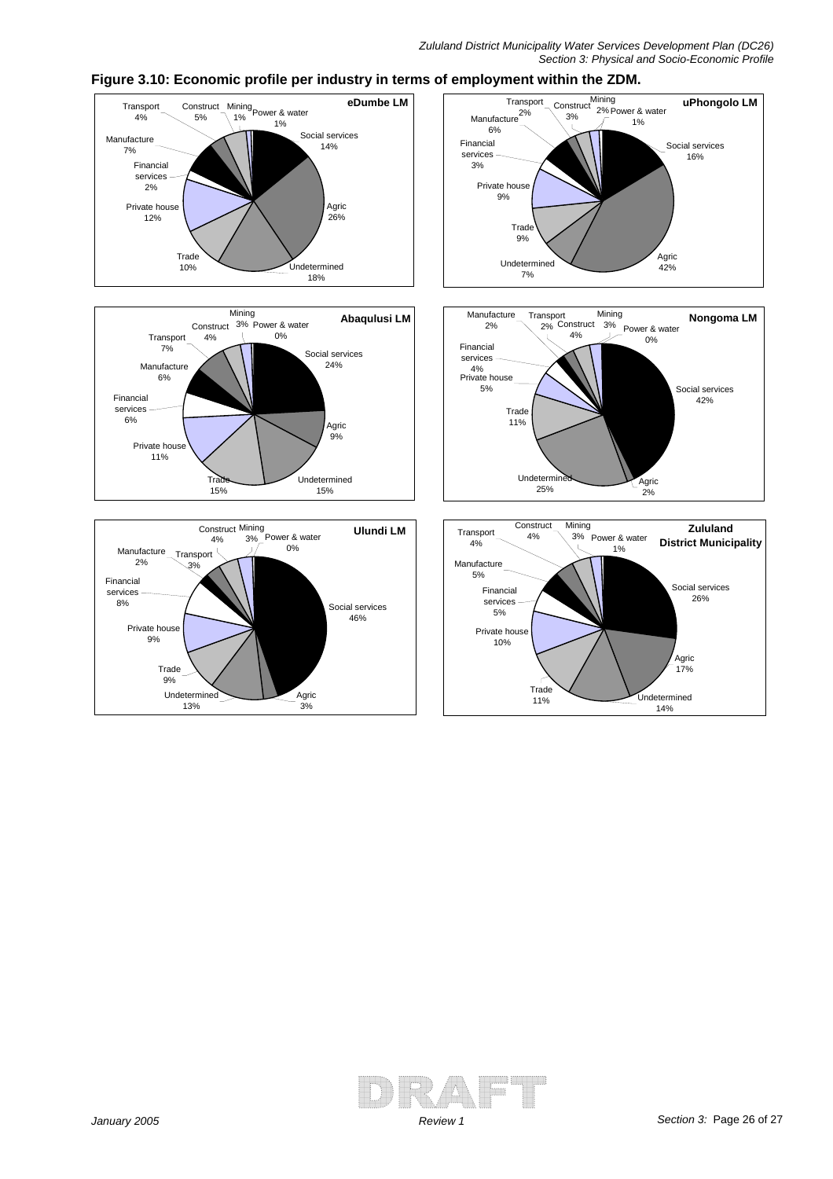**Figure 3.10: Economic profile per industry in terms of employment within the ZDM.**

**eDumbe LM**

Transport 4%, Construct 5%, Mining 1%, Power & water 1%, Social services 14%, Agric 26%, Undetermined 18%, Trade 10%, Private house 12%, Financial services 2%, Manufacture 7%

**uPhongolo LM**

Transport 2%, Construct 3%, Mining 2%, Power & water 1%, Social services 16%, Agric 42%, Undetermined 7%, Trade 9%, Private house 9%, Financial services 3%, Manufacture 6%

**Abaqulusi LM**

Construct 4%, Mining 3%, Power & water 0%, Transport 7%, Social services 24%, Agric 9%, Undetermined 15%, Trade 15%, Private house 11%, Financial services 6%, Manufacture 6%

**Nongoma LM**

Manufacture 2%, Transport 2%, Construct 4%, Mining 3%, Power & water 0%, Social services 42%, Agric 2%, Undetermined 25%, Trade 11%, Private house 5%, Financial services 4%

**Ulundi LM**

Construct 4%, Mining 3%, Power & water 0%, Manufacture 2%, Transport 3%, Social services 46%, Agric 3%, Undetermined 13%, Trade 9%, Private house 9%, Financial services 8%

**Zululand District Municipality**

Transport 4%, Construct 4%, Mining 3%, Power & water 1%, Social services 26%, Agric 17%, Undetermined 14%, Trade 11%, Private house 10%, Financial services 5%, Manufacture 5%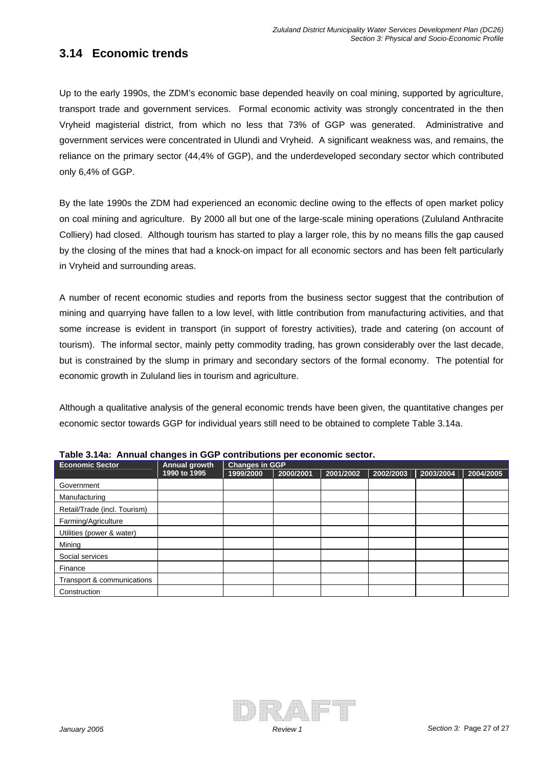## 3.14 Economic trends

Up to the early 1990s, the ZDM's economic base depended heavily on coal mining, supported by agriculture, transport trade and government services. Formal economic activity was strongly concentrated in the then Vryheid magisterial district, from which no less that 73% of GGP was generated. Administrative and government services were concentrated in Ulundi and Vryheid. A significant weakness was, and remains, the reliance on the primary sector (44,4% of GGP), and the underdeveloped secondary sector which contributed only 6,4% of GGP.

By the late 1990s the ZDM had experienced an economic decline owing to the effects of open market policy on coal mining and agriculture. By 2000 all but one of the large-scale mining operations (Zululand Anthracite Colliery) had closed. Although tourism has started to play a larger role, this by no means fills the gap caused by the closing of the mines that had a knock-on impact for all economic sectors and has been felt particularly in Vryheid and surrounding areas.

A number of recent economic studies and reports from the business sector suggest that the contribution of mining and quarrying have fallen to a low level, with little contribution from manufacturing activities, and that some increase is evident in transport (in support of forestry activities), trade and catering (on account of tourism). The informal sector, mainly petty commodity trading, has grown considerably over the last decade, but is constrained by the slump in primary and secondary sectors of the formal economy. The potential for economic growth in Zululand lies in tourism and agriculture.

Although a qualitative analysis of the general economic trends have been given, the quantitative changes per economic sector towards GGP for individual years still need to be obtained to complete Table 3.14a.

**Table 3.14a: Annual changes in GGP contributions per economic sector.**

| Economic Sector | Annual growth 1990 to 1995 | Changes in GGP | | | | | |
|---|---|---|---|---|---|---|---|
| | | 1999/2000 | 2000/2001 | 2001/2002 | 2002/2003 | 2003/2004 | 2004/2005 |
| Government | | | | | | | |
| Manufacturing | | | | | | | |
| Retail/Trade (incl. Tourism) | | | | | | | |
| Farming/Agriculture | | | | | | | |
| Utilities (power & water) | | | | | | | |
| Mining | | | | | | | |
| Social services | | | | | | | |
| Finance | | | | | | | |
| Transport & communications | | | | | | | |
| Construction | | | | | | | |